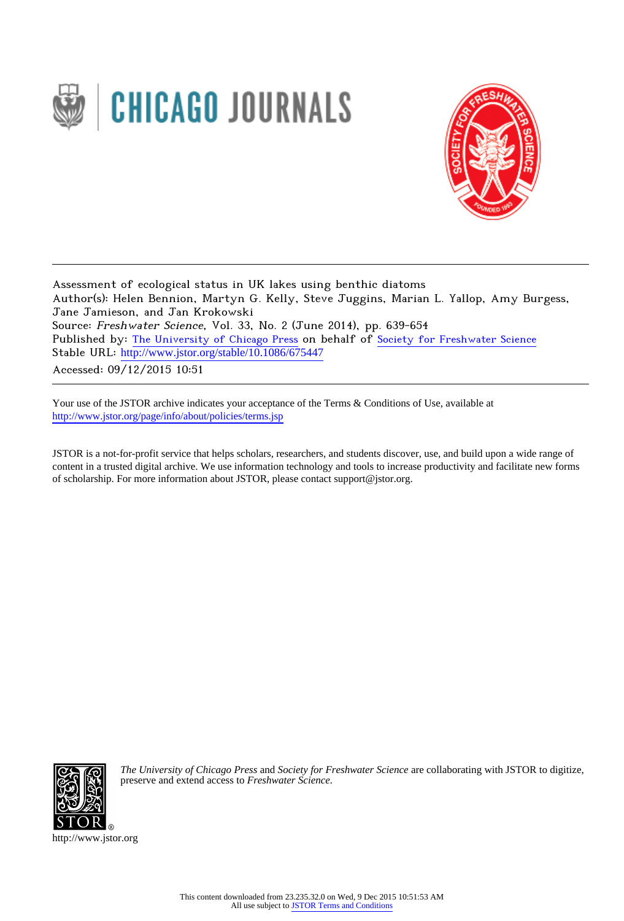Assessment of ecological status in UK lakes using benthic diatoms
Author(s): Helen Bennion, Martyn G. Kelly, Steve Juggins, Marian L. Yallop, Amy Burgess, Jane Jamieson, and Jan Krokowski
Source: *Freshwater Science*, Vol. 33, No. 2 (June 2014), pp. 639-654
Published by: The University of Chicago Press on behalf of Society for Freshwater Science
Stable URL: http://www.jstor.org/stable/10.1086/675447
Accessed: 09/12/2015 10:51

Your use of the JSTOR archive indicates your acceptance of the Terms & Conditions of Use, available at http://www.jstor.org/page/info/about/policies/terms.jsp

JSTOR is a not-for-profit service that helps scholars, researchers, and students discover, use, and build upon a wide range of content in a trusted digital archive. We use information technology and tools to increase productivity and facilitate new forms of scholarship. For more information about JSTOR, please contact support@jstor.org.

*The University of Chicago Press* and *Society for Freshwater Science* are collaborating with JSTOR to digitize, preserve and extend access to *Freshwater Science.*

http://www.jstor.org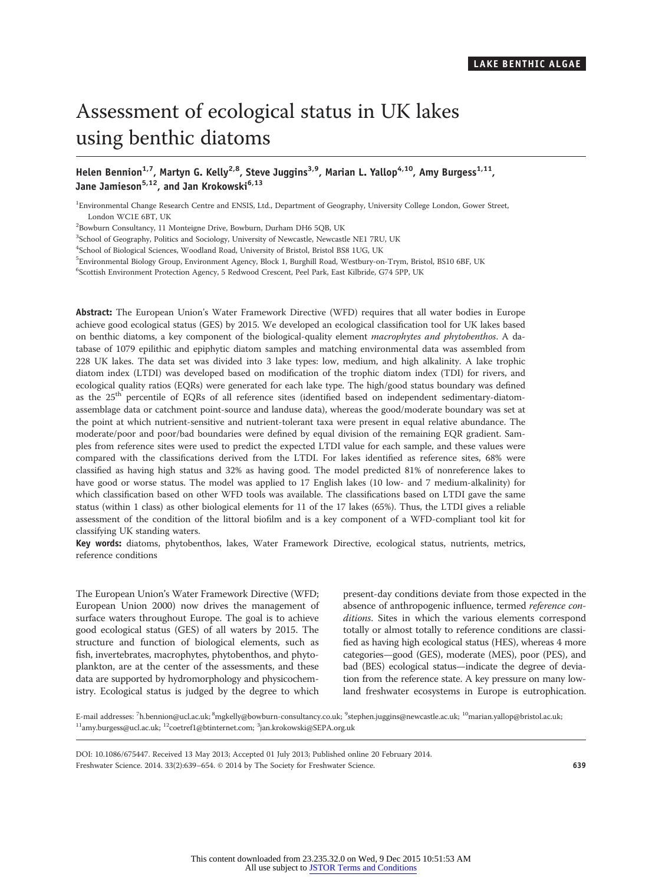LAKE BENTHIC ALGAE

# Assessment of ecological status in UK lakes using benthic diatoms

**Helen Bennion[1,7], Martyn G. Kelly[2,8], Steve Juggins[3,9], Marian L. Yallop[4,10], Amy Burgess[1,11], Jane Jamieson[5,12], and Jan Krokowski[6,13]**

[1]Environmental Change Research Centre and ENSIS, Ltd., Department of Geography, University College London, Gower Street, London WC1E 6BT, UK

[2]Bowburn Consultancy, 11 Monteigne Drive, Bowburn, Durham DH6 5QB, UK

[3]School of Geography, Politics and Sociology, University of Newcastle, Newcastle NE1 7RU, UK

[4]School of Biological Sciences, Woodland Road, University of Bristol, Bristol BS8 1UG, UK

[5]Environmental Biology Group, Environment Agency, Block 1, Burghill Road, Westbury-on-Trym, Bristol, BS10 6BF, UK

[6]Scottish Environment Protection Agency, 5 Redwood Crescent, Peel Park, East Kilbride, G74 5PP, UK

**Abstract:** The European Union's Water Framework Directive (WFD) requires that all water bodies in Europe achieve good ecological status (GES) by 2015. We developed an ecological classification tool for UK lakes based on benthic diatoms, a key component of the biological-quality element *macrophytes and phytobenthos*. A database of 1079 epilithic and epiphytic diatom samples and matching environmental data was assembled from 228 UK lakes. The data set was divided into 3 lake types: low, medium, and high alkalinity. A lake trophic diatom index (LTDI) was developed based on modification of the trophic diatom index (TDI) for rivers, and ecological quality ratios (EQRs) were generated for each lake type. The high/good status boundary was defined as the 25$^{th}$ percentile of EQRs of all reference sites (identified based on independent sedimentary-diatom-assemblage data or catchment point-source and landuse data), whereas the good/moderate boundary was set at the point at which nutrient-sensitive and nutrient-tolerant taxa were present in equal relative abundance. The moderate/poor and poor/bad boundaries were defined by equal division of the remaining EQR gradient. Samples from reference sites were used to predict the expected LTDI value for each sample, and these values were compared with the classifications derived from the LTDI. For lakes identified as reference sites, 68% were classified as having high status and 32% as having good. The model predicted 81% of nonreference lakes to have good or worse status. The model was applied to 17 English lakes (10 low- and 7 medium-alkalinity) for which classification based on other WFD tools was available. The classifications based on LTDI gave the same status (within 1 class) as other biological elements for 11 of the 17 lakes (65%). Thus, the LTDI gives a reliable assessment of the condition of the littoral biofilm and is a key component of a WFD-compliant tool kit for classifying UK standing waters.

**Key words:** diatoms, phytobenthos, lakes, Water Framework Directive, ecological status, nutrients, metrics, reference conditions

The European Union's Water Framework Directive (WFD; European Union 2000) now drives the management of surface waters throughout Europe. The goal is to achieve good ecological status (GES) of all waters by 2015. The structure and function of biological elements, such as fish, invertebrates, macrophytes, phytobenthos, and phytoplankton, are at the center of the assessments, and these data are supported by hydromorphology and physicochemistry. Ecological status is judged by the degree to which present-day conditions deviate from those expected in the absence of anthropogenic influence, termed *reference conditions*. Sites in which the various elements correspond totally or almost totally to reference conditions are classified as having high ecological status (HES), whereas 4 more categories—good (GES), moderate (MES), poor (PES), and bad (BES) ecological status—indicate the degree of deviation from the reference state. A key pressure on many lowland freshwater ecosystems in Europe is eutrophication.

E-mail addresses: [7]h.bennion@ucl.ac.uk; [8]mgkelly@bowburn-consultancy.co.uk; [9]stephen.juggins@newcastle.ac.uk; [10]marian.yallop@bristol.ac.uk; [11]amy.burgess@ucl.ac.uk; [12]coetref1@btinternet.com; [13]jan.krokowski@SEPA.org.uk

DOI: 10.1086/675447. Received 13 May 2013; Accepted 01 July 2013; Published online 20 February 2014.
Freshwater Science. 2014. 33(2):639–654. © 2014 by The Society for Freshwater Science.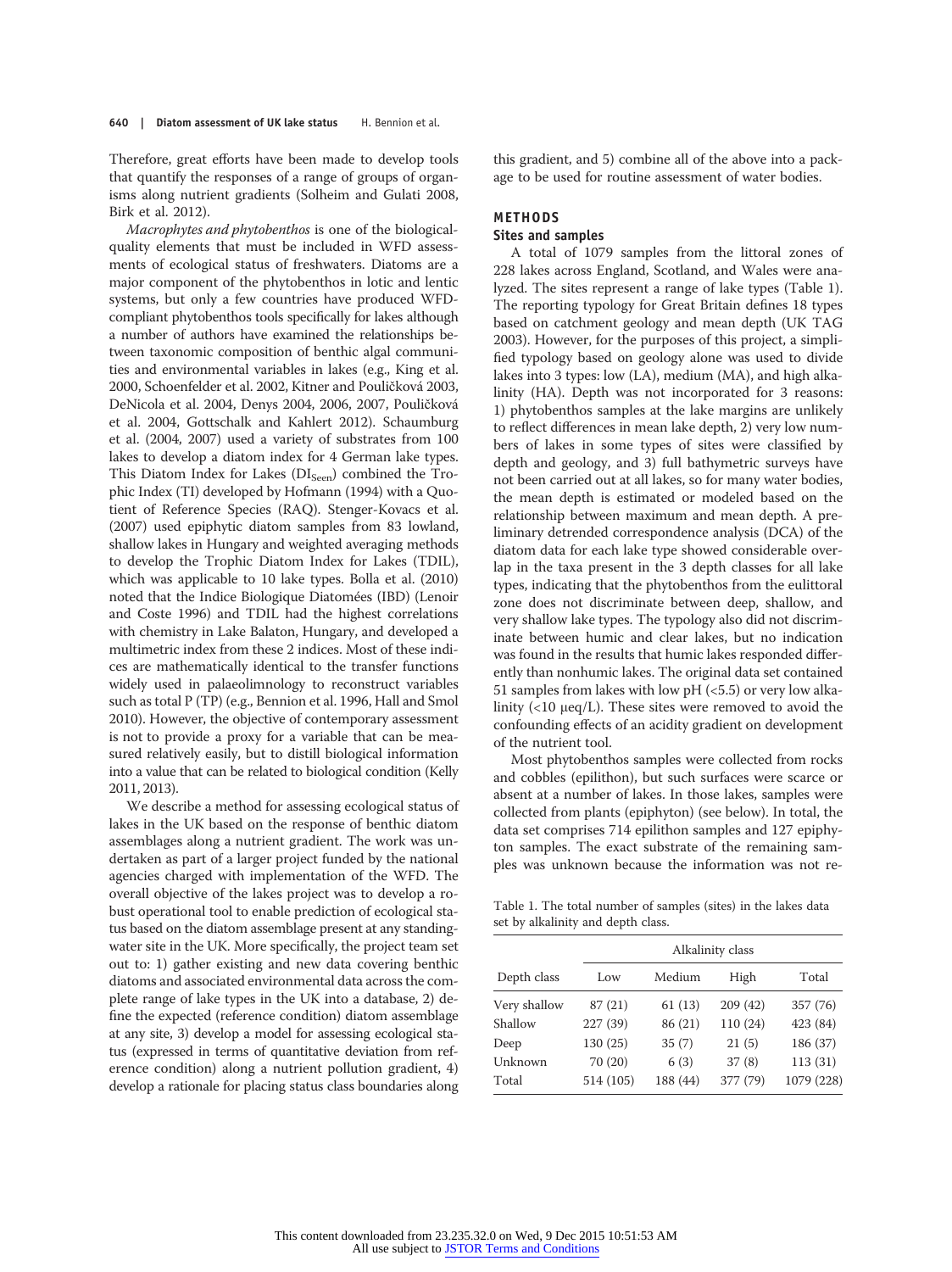Therefore, great efforts have been made to develop tools that quantify the responses of a range of groups of organisms along nutrient gradients (Solheim and Gulati 2008, Birk et al. 2012).

*Macrophytes and phytobenthos* is one of the biological-quality elements that must be included in WFD assessments of ecological status of freshwaters. Diatoms are a major component of the phytobenthos in lotic and lentic systems, but only a few countries have produced WFD-compliant phytobenthos tools specifically for lakes although a number of authors have examined the relationships between taxonomic composition of benthic algal communities and environmental variables in lakes (e.g., King et al. 2000, Schoenfelder et al. 2002, Kitner and Pouličková 2003, DeNicola et al. 2004, Denys 2004, 2006, 2007, Pouličková et al. 2004, Gottschalk and Kahlert 2012). Schaumburg et al. (2004, 2007) used a variety of substrates from 100 lakes to develop a diatom index for 4 German lake types. This Diatom Index for Lakes ($DI_{Seen}$) combined the Trophic Index (TI) developed by Hofmann (1994) with a Quotient of Reference Species (RAQ). Stenger-Kovacs et al. (2007) used epiphytic diatom samples from 83 lowland, shallow lakes in Hungary and weighted averaging methods to develop the Trophic Diatom Index for Lakes (TDIL), which was applicable to 10 lake types. Bolla et al. (2010) noted that the Indice Biologique Diatomées (IBD) (Lenoir and Coste 1996) and TDIL had the highest correlations with chemistry in Lake Balaton, Hungary, and developed a multimetric index from these 2 indices. Most of these indices are mathematically identical to the transfer functions widely used in palaeolimnology to reconstruct variables such as total P (TP) (e.g., Bennion et al. 1996, Hall and Smol 2010). However, the objective of contemporary assessment is not to provide a proxy for a variable that can be measured relatively easily, but to distill biological information into a value that can be related to biological condition (Kelly 2011, 2013).

We describe a method for assessing ecological status of lakes in the UK based on the response of benthic diatom assemblages along a nutrient gradient. The work was undertaken as part of a larger project funded by the national agencies charged with implementation of the WFD. The overall objective of the lakes project was to develop a robust operational tool to enable prediction of ecological status based on the diatom assemblage present at any standing-water site in the UK. More specifically, the project team set out to: 1) gather existing and new data covering benthic diatoms and associated environmental data across the complete range of lake types in the UK into a database, 2) define the expected (reference condition) diatom assemblage at any site, 3) develop a model for assessing ecological status (expressed in terms of quantitative deviation from reference condition) along a nutrient pollution gradient, 4) develop a rationale for placing status class boundaries along this gradient, and 5) combine all of the above into a package to be used for routine assessment of water bodies.

## METHODS

### Sites and samples

A total of 1079 samples from the littoral zones of 228 lakes across England, Scotland, and Wales were analyzed. The sites represent a range of lake types (Table 1). The reporting typology for Great Britain defines 18 types based on catchment geology and mean depth (UK TAG 2003). However, for the purposes of this project, a simplified typology based on geology alone was used to divide lakes into 3 types: low (LA), medium (MA), and high alkalinity (HA). Depth was not incorporated for 3 reasons: 1) phytobenthos samples at the lake margins are unlikely to reflect differences in mean lake depth, 2) very low numbers of lakes in some types of sites were classified by depth and geology, and 3) full bathymetric surveys have not been carried out at all lakes, so for many water bodies, the mean depth is estimated or modeled based on the relationship between maximum and mean depth. A preliminary detrended correspondence analysis (DCA) of the diatom data for each lake type showed considerable overlap in the taxa present in the 3 depth classes for all lake types, indicating that the phytobenthos from the eulittoral zone does not discriminate between deep, shallow, and very shallow lake types. The typology also did not discriminate between humic and clear lakes, but no indication was found in the results that humic lakes responded differently than nonhumic lakes. The original data set contained 51 samples from lakes with low pH (<5.5) or very low alkalinity (<10 μeq/L). These sites were removed to avoid the confounding effects of an acidity gradient on development of the nutrient tool.

Most phytobenthos samples were collected from rocks and cobbles (epilithon), but such surfaces were scarce or absent at a number of lakes. In those lakes, samples were collected from plants (epiphyton) (see below). In total, the data set comprises 714 epilithon samples and 127 epiphyton samples. The exact substrate of the remaining samples was unknown because the information was not re-

Table 1. The total number of samples (sites) in the lakes data set by alkalinity and depth class.

| | Alkalinity class | | | |
|---|---|---|---|---|
| Depth class | Low | Medium | High | Total |
| Very shallow | 87 (21) | 61 (13) | 209 (42) | 357 (76) |
| Shallow | 227 (39) | 86 (21) | 110 (24) | 423 (84) |
| Deep | 130 (25) | 35 (7) | 21 (5) | 186 (37) |
| Unknown | 70 (20) | 6 (3) | 37 (8) | 113 (31) |
| Total | 514 (105) | 188 (44) | 377 (79) | 1079 (228) |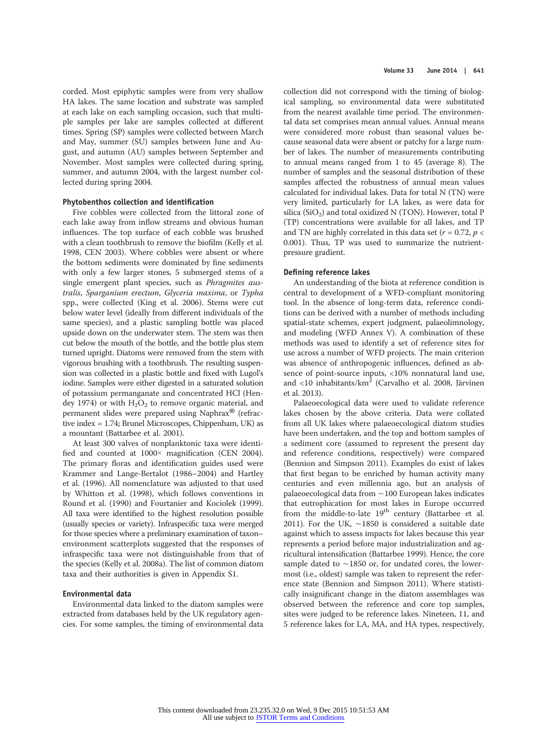corded. Most epiphytic samples were from very shallow HA lakes. The same location and substrate was sampled at each lake on each sampling occasion, such that multiple samples per lake are samples collected at different times. Spring (SP) samples were collected between March and May, summer (SU) samples between June and August, and autumn (AU) samples between September and November. Most samples were collected during spring, summer, and autumn 2004, with the largest number collected during spring 2004.

### Phytobenthos collection and identification

Five cobbles were collected from the littoral zone of each lake away from inflow streams and obvious human influences. The top surface of each cobble was brushed with a clean toothbrush to remove the biofilm (Kelly et al. 1998, CEN 2003). Where cobbles were absent or where the bottom sediments were dominated by fine sediments with only a few larger stones, 5 submerged stems of a single emergent plant species, such as *Phragmites australis*, *Sparganium erectum*, *Glyceria maxima*, or *Typha* spp., were collected (King et al. 2006). Stems were cut below water level (ideally from different individuals of the same species), and a plastic sampling bottle was placed upside down on the underwater stem. The stem was then cut below the mouth of the bottle, and the bottle plus stem turned upright. Diatoms were removed from the stem with vigorous brushing with a toothbrush. The resulting suspension was collected in a plastic bottle and fixed with Lugol's iodine. Samples were either digested in a saturated solution of potassium permanganate and concentrated HCl (Hendey 1974) or with $H_2O_2$ to remove organic material, and permanent slides were prepared using Naphrax® (refractive index = 1.74; Brunel Microscopes, Chippenham, UK) as a mountant (Battarbee et al. 2001).

At least 300 valves of nonplanktonic taxa were identified and counted at 1000× magnification (CEN 2004). The primary floras and identification guides used were Krammer and Lange-Bertalot (1986–2004) and Hartley et al. (1996). All nomenclature was adjusted to that used by Whitton et al. (1998), which follows conventions in Round et al. (1990) and Fourtanier and Kociolek (1999). All taxa were identified to the highest resolution possible (usually species or variety). Infraspecific taxa were merged for those species where a preliminary examination of taxon–environment scatterplots suggested that the responses of infraspecific taxa were not distinguishable from that of the species (Kelly et al. 2008a). The list of common diatom taxa and their authorities is given in Appendix S1.

### Environmental data

Environmental data linked to the diatom samples were extracted from databases held by the UK regulatory agencies. For some samples, the timing of environmental data collection did not correspond with the timing of biological sampling, so environmental data were substituted from the nearest available time period. The environmental data set comprises mean annual values. Annual means were considered more robust than seasonal values because seasonal data were absent or patchy for a large number of lakes. The number of measurements contributing to annual means ranged from 1 to 45 (average 8). The number of samples and the seasonal distribution of these samples affected the robustness of annual mean values calculated for individual lakes. Data for total N (TN) were very limited, particularly for LA lakes, as were data for silica ($SiO_2$) and total oxidized N (TON). However, total P (TP) concentrations were available for all lakes, and TP and TN are highly correlated in this data set ($r = 0.72$, $p < 0.001$). Thus, TP was used to summarize the nutrient-pressure gradient.

### Defining reference lakes

An understanding of the biota at reference condition is central to development of a WFD-compliant monitoring tool. In the absence of long-term data, reference conditions can be derived with a number of methods including spatial-state schemes, expert judgment, palaeolimnology, and modeling (WFD Annex V). A combination of these methods was used to identify a set of reference sites for use across a number of WFD projects. The main criterion was absence of anthropogenic influences, defined as absence of point-source inputs, <10% nonnatural land use, and <10 inhabitants/km$^2$ (Carvalho et al. 2008, Järvinen et al. 2013).

Palaeoecological data were used to validate reference lakes chosen by the above criteria. Data were collated from all UK lakes where palaeoecological diatom studies have been undertaken, and the top and bottom samples of a sediment core (assumed to represent the present day and reference conditions, respectively) were compared (Bennion and Simpson 2011). Examples do exist of lakes that first began to be enriched by human activity many centuries and even millennia ago, but an analysis of palaeoecological data from ~100 European lakes indicates that eutrophication for most lakes in Europe occurred from the middle-to-late 19$^{th}$ century (Battarbee et al. 2011). For the UK, ~1850 is considered a suitable date against which to assess impacts for lakes because this year represents a period before major industrialization and agricultural intensification (Battarbee 1999). Hence, the core sample dated to ~1850 or, for undated cores, the lowermost (i.e., oldest) sample was taken to represent the reference state (Bennion and Simpson 2011). Where statistically insignificant change in the diatom assemblages was observed between the reference and core top samples, sites were judged to be reference lakes. Nineteen, 11, and 5 reference lakes for LA, MA, and HA types, respectively,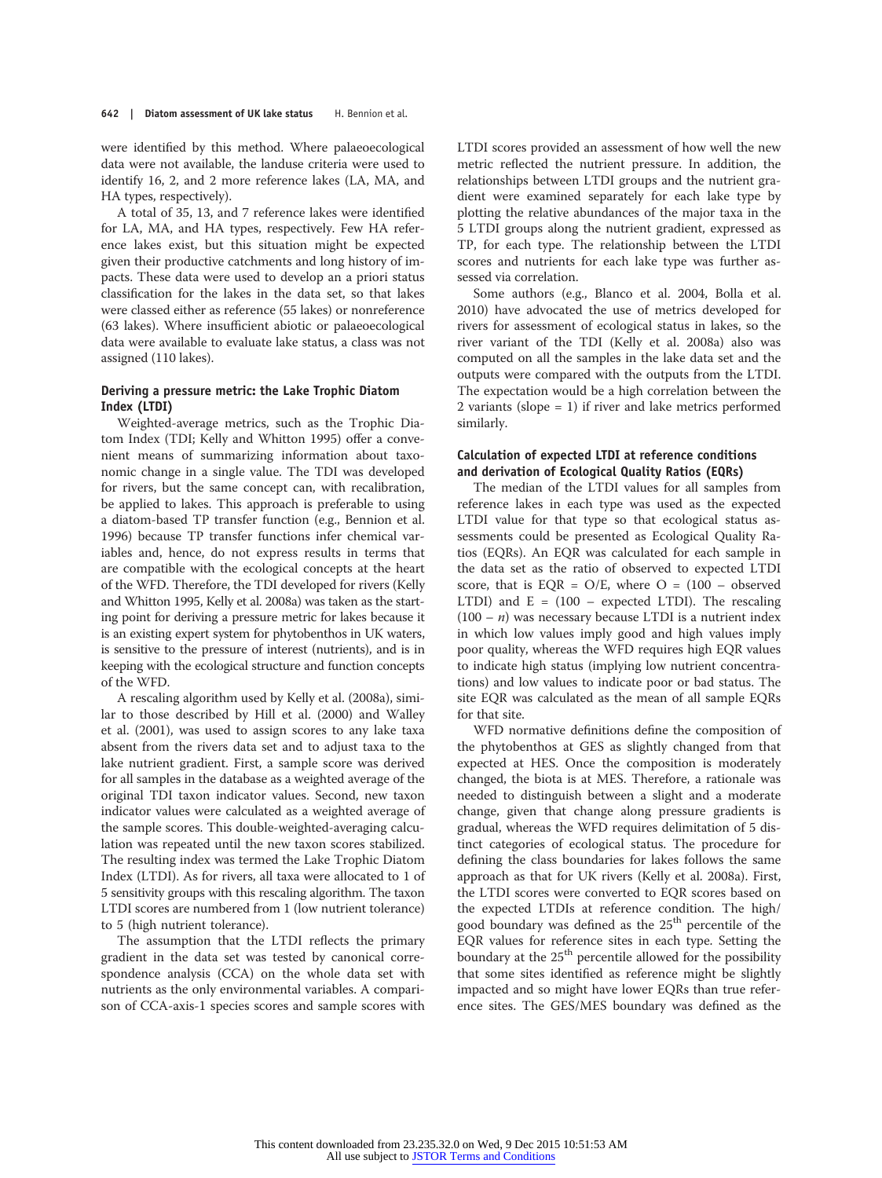were identified by this method. Where palaeoecological data were not available, the landuse criteria were used to identify 16, 2, and 2 more reference lakes (LA, MA, and HA types, respectively).

A total of 35, 13, and 7 reference lakes were identified for LA, MA, and HA types, respectively. Few HA reference lakes exist, but this situation might be expected given their productive catchments and long history of impacts. These data were used to develop an a priori status classification for the lakes in the data set, so that lakes were classed either as reference (55 lakes) or nonreference (63 lakes). Where insufficient abiotic or palaeoecological data were available to evaluate lake status, a class was not assigned (110 lakes).

### Deriving a pressure metric: the Lake Trophic Diatom Index (LTDI)

Weighted-average metrics, such as the Trophic Diatom Index (TDI; Kelly and Whitton 1995) offer a convenient means of summarizing information about taxonomic change in a single value. The TDI was developed for rivers, but the same concept can, with recalibration, be applied to lakes. This approach is preferable to using a diatom-based TP transfer function (e.g., Bennion et al. 1996) because TP transfer functions infer chemical variables and, hence, do not express results in terms that are compatible with the ecological concepts at the heart of the WFD. Therefore, the TDI developed for rivers (Kelly and Whitton 1995, Kelly et al. 2008a) was taken as the starting point for deriving a pressure metric for lakes because it is an existing expert system for phytobenthos in UK waters, is sensitive to the pressure of interest (nutrients), and is in keeping with the ecological structure and function concepts of the WFD.

A rescaling algorithm used by Kelly et al. (2008a), similar to those described by Hill et al. (2000) and Walley et al. (2001), was used to assign scores to any lake taxa absent from the rivers data set and to adjust taxa to the lake nutrient gradient. First, a sample score was derived for all samples in the database as a weighted average of the original TDI taxon indicator values. Second, new taxon indicator values were calculated as a weighted average of the sample scores. This double-weighted-averaging calculation was repeated until the new taxon scores stabilized. The resulting index was termed the Lake Trophic Diatom Index (LTDI). As for rivers, all taxa were allocated to 1 of 5 sensitivity groups with this rescaling algorithm. The taxon LTDI scores are numbered from 1 (low nutrient tolerance) to 5 (high nutrient tolerance).

The assumption that the LTDI reflects the primary gradient in the data set was tested by canonical correspondence analysis (CCA) on the whole data set with nutrients as the only environmental variables. A comparison of CCA-axis-1 species scores and sample scores with LTDI scores provided an assessment of how well the new metric reflected the nutrient pressure. In addition, the relationships between LTDI groups and the nutrient gradient were examined separately for each lake type by plotting the relative abundances of the major taxa in the 5 LTDI groups along the nutrient gradient, expressed as TP, for each type. The relationship between the LTDI scores and nutrients for each lake type was further assessed via correlation.

Some authors (e.g., Blanco et al. 2004, Bolla et al. 2010) have advocated the use of metrics developed for rivers for assessment of ecological status in lakes, so the river variant of the TDI (Kelly et al. 2008a) also was computed on all the samples in the lake data set and the outputs were compared with the outputs from the LTDI. The expectation would be a high correlation between the 2 variants (slope = 1) if river and lake metrics performed similarly.

### Calculation of expected LTDI at reference conditions and derivation of Ecological Quality Ratios (EQRs)

The median of the LTDI values for all samples from reference lakes in each type was used as the expected LTDI value for that type so that ecological status assessments could be presented as Ecological Quality Ratios (EQRs). An EQR was calculated for each sample in the data set as the ratio of observed to expected LTDI score, that is EQR = O/E, where O = (100 − observed LTDI) and E = (100 − expected LTDI). The rescaling $(100 - n)$ was necessary because LTDI is a nutrient index in which low values imply good and high values imply poor quality, whereas the WFD requires high EQR values to indicate high status (implying low nutrient concentrations) and low values to indicate poor or bad status. The site EQR was calculated as the mean of all sample EQRs for that site.

WFD normative definitions define the composition of the phytobenthos at GES as slightly changed from that expected at HES. Once the composition is moderately changed, the biota is at MES. Therefore, a rationale was needed to distinguish between a slight and a moderate change, given that change along pressure gradients is gradual, whereas the WFD requires delimitation of 5 distinct categories of ecological status. The procedure for defining the class boundaries for lakes follows the same approach as that for UK rivers (Kelly et al. 2008a). First, the LTDI scores were converted to EQR scores based on the expected LTDIs at reference condition. The high/good boundary was defined as the $25^{th}$ percentile of the EQR values for reference sites in each type. Setting the boundary at the $25^{th}$ percentile allowed for the possibility that some sites identified as reference might be slightly impacted and so might have lower EQRs than true reference sites. The GES/MES boundary was defined as the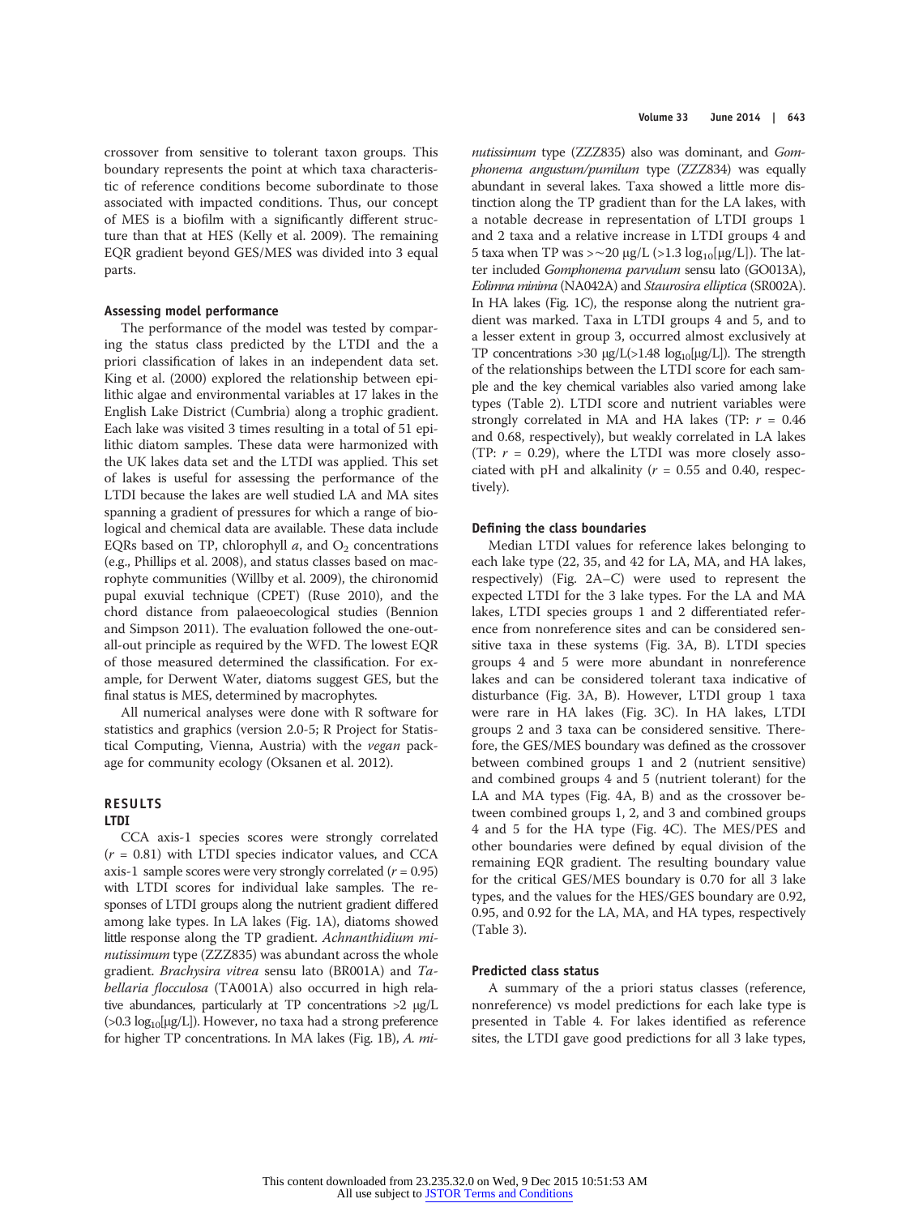crossover from sensitive to tolerant taxon groups. This boundary represents the point at which taxa characteristic of reference conditions become subordinate to those associated with impacted conditions. Thus, our concept of MES is a biofilm with a significantly different structure than that at HES (Kelly et al. 2009). The remaining EQR gradient beyond GES/MES was divided into 3 equal parts.

#### Assessing model performance

The performance of the model was tested by comparing the status class predicted by the LTDI and the a priori classification of lakes in an independent data set. King et al. (2000) explored the relationship between epilithic algae and environmental variables at 17 lakes in the English Lake District (Cumbria) along a trophic gradient. Each lake was visited 3 times resulting in a total of 51 epilithic diatom samples. These data were harmonized with the UK lakes data set and the LTDI was applied. This set of lakes is useful for assessing the performance of the LTDI because the lakes are well studied LA and MA sites spanning a gradient of pressures for which a range of biological and chemical data are available. These data include EQRs based on TP, chlorophyll *a*, and $O_2$ concentrations (e.g., Phillips et al. 2008), and status classes based on macrophyte communities (Willby et al. 2009), the chironomid pupal exuvial technique (CPET) (Ruse 2010), and the chord distance from palaeoecological studies (Bennion and Simpson 2011). The evaluation followed the one-out-all-out principle as required by the WFD. The lowest EQR of those measured determined the classification. For example, for Derwent Water, diatoms suggest GES, but the final status is MES, determined by macrophytes.

All numerical analyses were done with R software for statistics and graphics (version 2.0-5; R Project for Statistical Computing, Vienna, Austria) with the *vegan* package for community ecology (Oksanen et al. 2012).

## RESULTS

### LTDI

CCA axis-1 species scores were strongly correlated ($r$ = 0.81) with LTDI species indicator values, and CCA axis-1 sample scores were very strongly correlated ($r$ = 0.95) with LTDI scores for individual lake samples. The responses of LTDI groups along the nutrient gradient differed among lake types. In LA lakes (Fig. 1A), diatoms showed little response along the TP gradient. *Achnanthidium minutissimum* type (ZZZ835) was abundant across the whole gradient. *Brachysira vitrea* sensu lato (BR001A) and *Tabellaria flocculosa* (TA001A) also occurred in high relative abundances, particularly at TP concentrations >2 μg/L (>0.3 $\log_{10}$[μg/L]). However, no taxa had a strong preference for higher TP concentrations. In MA lakes (Fig. 1B), *A. minutissimum* type (ZZZ835) also was dominant, and *Gomphonema angustum/pumilum* type (ZZZ834) was equally abundant in several lakes. Taxa showed a little more distinction along the TP gradient than for the LA lakes, with a notable decrease in representation of LTDI groups 1 and 2 taxa and a relative increase in LTDI groups 4 and 5 taxa when TP was >~20 μg/L (>1.3 $\log_{10}$[μg/L]). The latter included *Gomphonema parvulum* sensu lato (GO013A), *Eolimna minima* (NA042A) and *Staurosira elliptica* (SR002A). In HA lakes (Fig. 1C), the response along the nutrient gradient was marked. Taxa in LTDI groups 4 and 5, and to a lesser extent in group 3, occurred almost exclusively at TP concentrations >30 μg/L(>1.48 $\log_{10}$[μg/L]). The strength of the relationships between the LTDI score for each sample and the key chemical variables also varied among lake types (Table 2). LTDI score and nutrient variables were strongly correlated in MA and HA lakes (TP: $r$ = 0.46 and 0.68, respectively), but weakly correlated in LA lakes (TP: $r$ = 0.29), where the LTDI was more closely associated with pH and alkalinity ($r$ = 0.55 and 0.40, respectively).

#### Defining the class boundaries

Median LTDI values for reference lakes belonging to each lake type (22, 35, and 42 for LA, MA, and HA lakes, respectively) (Fig. 2A–C) were used to represent the expected LTDI for the 3 lake types. For the LA and MA lakes, LTDI species groups 1 and 2 differentiated reference from nonreference sites and can be considered sensitive taxa in these systems (Fig. 3A, B). LTDI species groups 4 and 5 were more abundant in nonreference lakes and can be considered tolerant taxa indicative of disturbance (Fig. 3A, B). However, LTDI group 1 taxa were rare in HA lakes (Fig. 3C). In HA lakes, LTDI groups 2 and 3 taxa can be considered sensitive. Therefore, the GES/MES boundary was defined as the crossover between combined groups 1 and 2 (nutrient sensitive) and combined groups 4 and 5 (nutrient tolerant) for the LA and MA types (Fig. 4A, B) and as the crossover between combined groups 1, 2, and 3 and combined groups 4 and 5 for the HA type (Fig. 4C). The MES/PES and other boundaries were defined by equal division of the remaining EQR gradient. The resulting boundary value for the critical GES/MES boundary is 0.70 for all 3 lake types, and the values for the HES/GES boundary are 0.92, 0.95, and 0.92 for the LA, MA, and HA types, respectively (Table 3).

#### Predicted class status

A summary of the a priori status classes (reference, nonreference) vs model predictions for each lake type is presented in Table 4. For lakes identified as reference sites, the LTDI gave good predictions for all 3 lake types,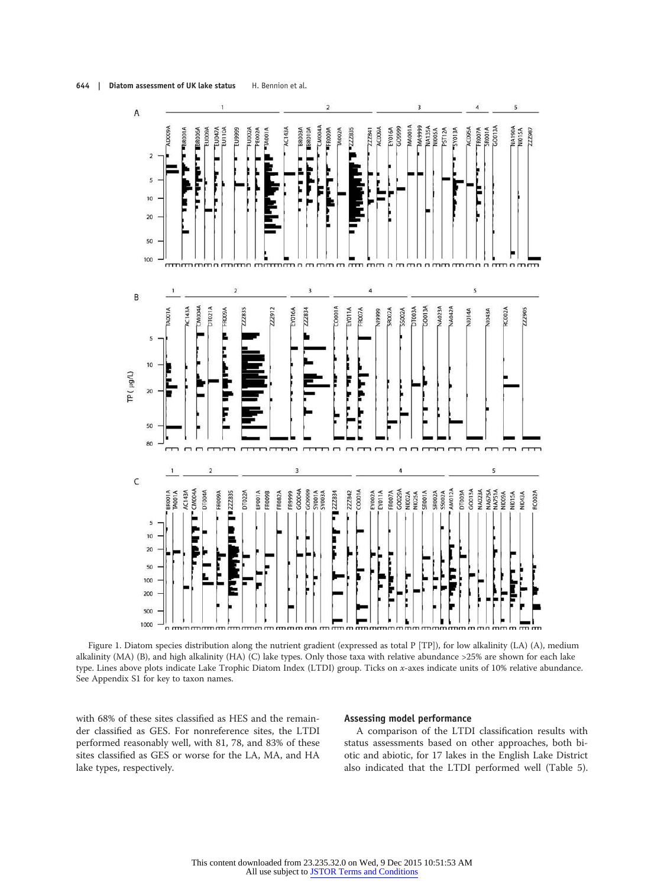Figure 1. Diatom species distribution along the nutrient gradient (expressed as total P [TP]), for low alkalinity (LA) (A), medium alkalinity (MA) (B), and high alkalinity (HA) (C) lake types. Only those taxa with relative abundance >25% are shown for each lake type. Lines above plots indicate Lake Trophic Diatom Index (LTDI) group. Ticks on *x*-axes indicate units of 10% relative abundance. See Appendix S1 for key to taxon names.

with 68% of these sites classified as HES and the remainder classified as GES. For nonreference sites, the LTDI performed reasonably well, with 81, 78, and 83% of these sites classified as GES or worse for the LA, MA, and HA lake types, respectively.

### Assessing model performance

A comparison of the LTDI classification results with status assessments based on other approaches, both biotic and abiotic, for 17 lakes in the English Lake District also indicated that the LTDI performed well (Table 5).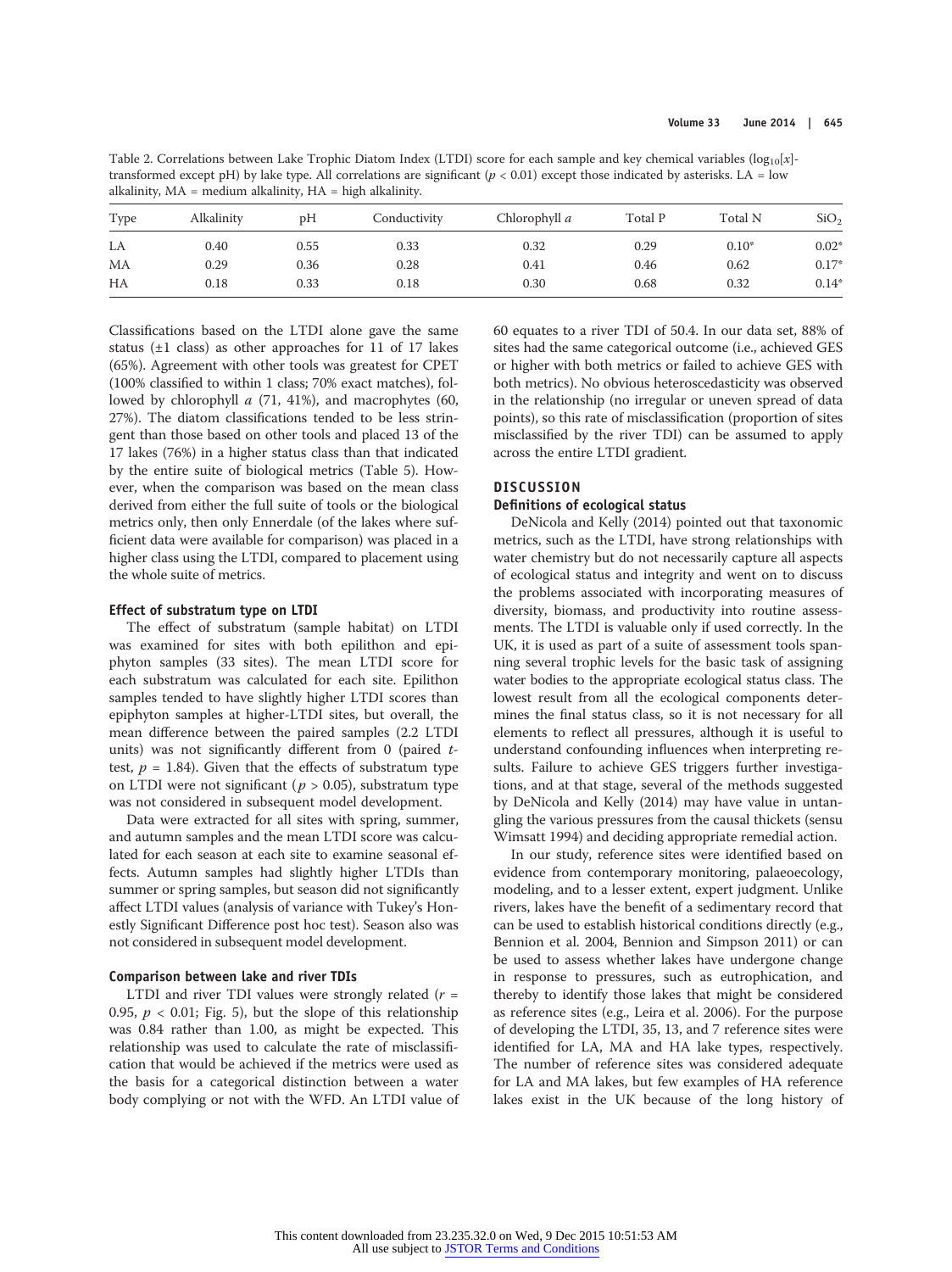Table 2. Correlations between Lake Trophic Diatom Index (LTDI) score for each sample and key chemical variables ($\log_{10}[x]$-transformed except pH) by lake type. All correlations are significant ($p < 0.01$) except those indicated by asterisks. LA = low alkalinity, MA = medium alkalinity, HA = high alkalinity.

| Type | Alkalinity | pH | Conductivity | Chlorophyll *a* | Total P | Total N | $SiO_2$ |
|---|---|---|---|---|---|---|---|
| LA | 0.40 | 0.55 | 0.33 | 0.32 | 0.29 | 0.10* | 0.02* |
| MA | 0.29 | 0.36 | 0.28 | 0.41 | 0.46 | 0.62 | 0.17* |
| HA | 0.18 | 0.33 | 0.18 | 0.30 | 0.68 | 0.32 | 0.14* |

Classifications based on the LTDI alone gave the same status (±1 class) as other approaches for 11 of 17 lakes (65%). Agreement with other tools was greatest for CPET (100% classified to within 1 class; 70% exact matches), followed by chlorophyll *a* (71, 41%), and macrophytes (60, 27%). The diatom classifications tended to be less stringent than those based on other tools and placed 13 of the 17 lakes (76%) in a higher status class than that indicated by the entire suite of biological metrics (Table 5). However, when the comparison was based on the mean class derived from either the full suite of tools or the biological metrics only, then only Ennerdale (of the lakes where sufficient data were available for comparison) was placed in a higher class using the LTDI, compared to placement using the whole suite of metrics.

### Effect of substratum type on LTDI

The effect of substratum (sample habitat) on LTDI was examined for sites with both epilithon and epiphyton samples (33 sites). The mean LTDI score for each substratum was calculated for each site. Epilithon samples tended to have slightly higher LTDI scores than epiphyton samples at higher-LTDI sites, but overall, the mean difference between the paired samples (2.2 LTDI units) was not significantly different from 0 (paired *t*-test, $p = 1.84$). Given that the effects of substratum type on LTDI were not significant ($p > 0.05$), substratum type was not considered in subsequent model development.

Data were extracted for all sites with spring, summer, and autumn samples and the mean LTDI score was calculated for each season at each site to examine seasonal effects. Autumn samples had slightly higher LTDIs than summer or spring samples, but season did not significantly affect LTDI values (analysis of variance with Tukey's Honestly Significant Difference post hoc test). Season also was not considered in subsequent model development.

### Comparison between lake and river TDIs

LTDI and river TDI values were strongly related ($r = 0.95$, $p < 0.01$; Fig. 5), but the slope of this relationship was 0.84 rather than 1.00, as might be expected. This relationship was used to calculate the rate of misclassification that would be achieved if the metrics were used as the basis for a categorical distinction between a water body complying or not with the WFD. An LTDI value of 60 equates to a river TDI of 50.4. In our data set, 88% of sites had the same categorical outcome (i.e., achieved GES or higher with both metrics or failed to achieve GES with both metrics). No obvious heteroscedasticity was observed in the relationship (no irregular or uneven spread of data points), so this rate of misclassification (proportion of sites misclassified by the river TDI) can be assumed to apply across the entire LTDI gradient.

## DISCUSSION

### Definitions of ecological status

DeNicola and Kelly (2014) pointed out that taxonomic metrics, such as the LTDI, have strong relationships with water chemistry but do not necessarily capture all aspects of ecological status and integrity and went on to discuss the problems associated with incorporating measures of diversity, biomass, and productivity into routine assessments. The LTDI is valuable only if used correctly. In the UK, it is used as part of a suite of assessment tools spanning several trophic levels for the basic task of assigning water bodies to the appropriate ecological status class. The lowest result from all the ecological components determines the final status class, so it is not necessary for all elements to reflect all pressures, although it is useful to understand confounding influences when interpreting results. Failure to achieve GES triggers further investigations, and at that stage, several of the methods suggested by DeNicola and Kelly (2014) may have value in untangling the various pressures from the causal thickets (sensu Wimsatt 1994) and deciding appropriate remedial action.

In our study, reference sites were identified based on evidence from contemporary monitoring, palaeoecology, modeling, and to a lesser extent, expert judgment. Unlike rivers, lakes have the benefit of a sedimentary record that can be used to establish historical conditions directly (e.g., Bennion et al. 2004, Bennion and Simpson 2011) or can be used to assess whether lakes have undergone change in response to pressures, such as eutrophication, and thereby to identify those lakes that might be considered as reference sites (e.g., Leira et al. 2006). For the purpose of developing the LTDI, 35, 13, and 7 reference sites were identified for LA, MA and HA lake types, respectively. The number of reference sites was considered adequate for LA and MA lakes, but few examples of HA reference lakes exist in the UK because of the long history of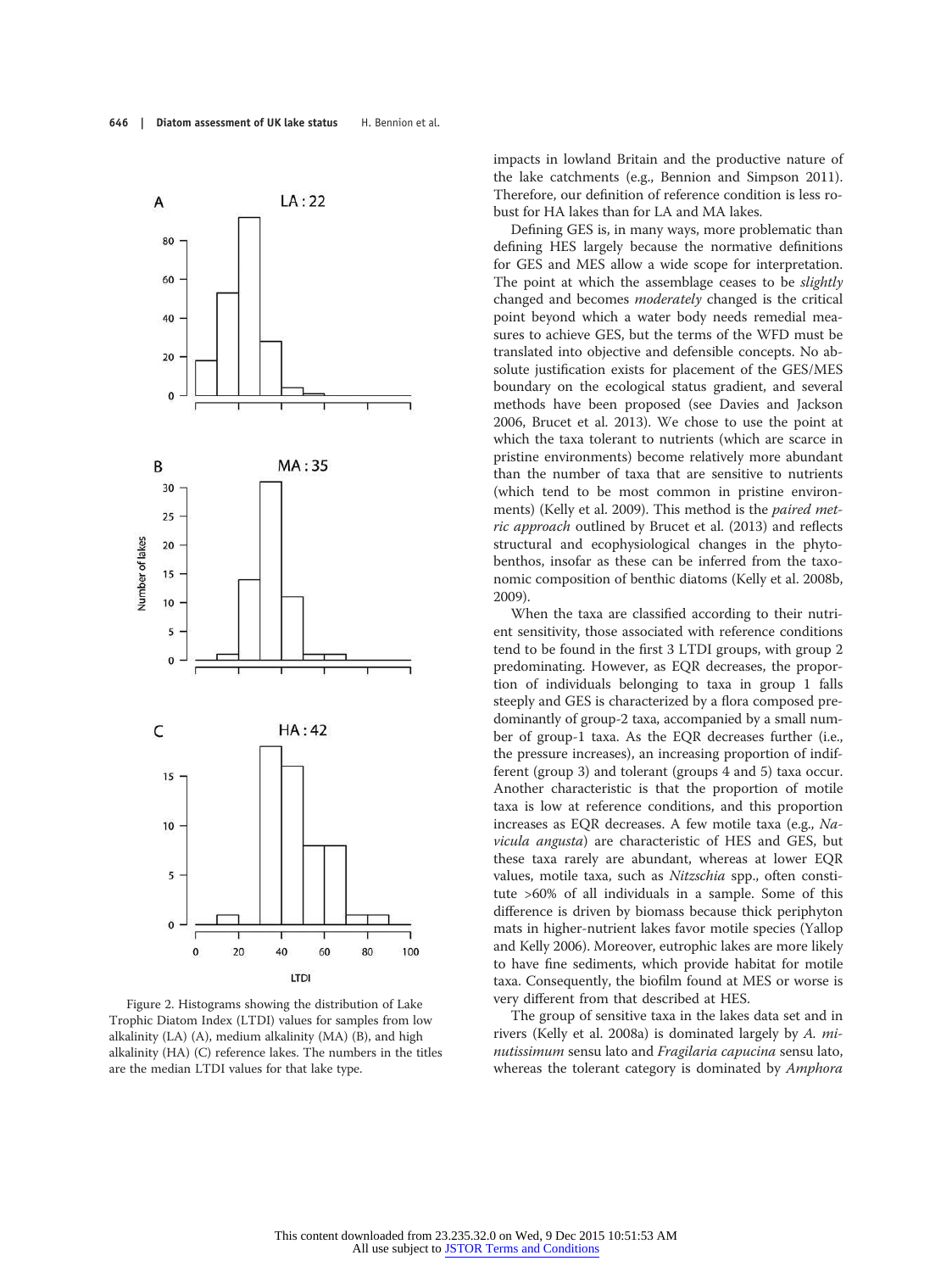Figure 2. Histograms showing the distribution of Lake Trophic Diatom Index (LTDI) values for samples from low alkalinity (LA) (A), medium alkalinity (MA) (B), and high alkalinity (HA) (C) reference lakes. The numbers in the titles are the median LTDI values for that lake type.

impacts in lowland Britain and the productive nature of the lake catchments (e.g., Bennion and Simpson 2011). Therefore, our definition of reference condition is less robust for HA lakes than for LA and MA lakes.

Defining GES is, in many ways, more problematic than defining HES largely because the normative definitions for GES and MES allow a wide scope for interpretation. The point at which the assemblage ceases to be *slightly* changed and becomes *moderately* changed is the critical point beyond which a water body needs remedial measures to achieve GES, but the terms of the WFD must be translated into objective and defensible concepts. No absolute justification exists for placement of the GES/MES boundary on the ecological status gradient, and several methods have been proposed (see Davies and Jackson 2006, Brucet et al. 2013). We chose to use the point at which the taxa tolerant to nutrients (which are scarce in pristine environments) become relatively more abundant than the number of taxa that are sensitive to nutrients (which tend to be most common in pristine environments) (Kelly et al. 2009). This method is the *paired metric approach* outlined by Brucet et al. (2013) and reflects structural and ecophysiological changes in the phytobenthos, insofar as these can be inferred from the taxonomic composition of benthic diatoms (Kelly et al. 2008b, 2009).

When the taxa are classified according to their nutrient sensitivity, those associated with reference conditions tend to be found in the first 3 LTDI groups, with group 2 predominating. However, as EQR decreases, the proportion of individuals belonging to taxa in group 1 falls steeply and GES is characterized by a flora composed predominantly of group-2 taxa, accompanied by a small number of group-1 taxa. As the EQR decreases further (i.e., the pressure increases), an increasing proportion of indifferent (group 3) and tolerant (groups 4 and 5) taxa occur. Another characteristic is that the proportion of motile taxa is low at reference conditions, and this proportion increases as EQR decreases. A few motile taxa (e.g., *Navicula angusta*) are characteristic of HES and GES, but these taxa rarely are abundant, whereas at lower EQR values, motile taxa, such as *Nitzschia* spp., often constitute >60% of all individuals in a sample. Some of this difference is driven by biomass because thick periphyton mats in higher-nutrient lakes favor motile species (Yallop and Kelly 2006). Moreover, eutrophic lakes are more likely to have fine sediments, which provide habitat for motile taxa. Consequently, the biofilm found at MES or worse is very different from that described at HES.

The group of sensitive taxa in the lakes data set and in rivers (Kelly et al. 2008a) is dominated largely by *A. minutissimum* sensu lato and *Fragilaria capucina* sensu lato, whereas the tolerant category is dominated by *Amphora*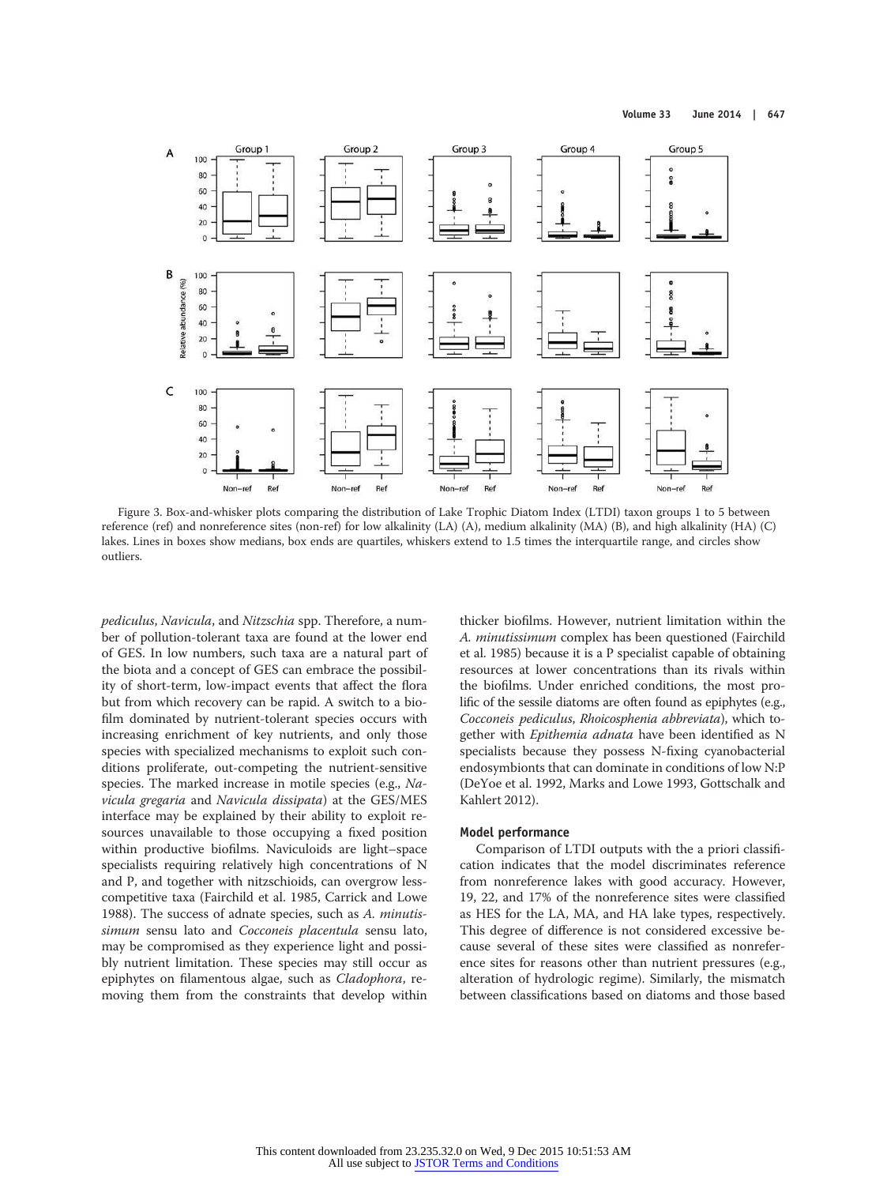Figure 3. Box-and-whisker plots comparing the distribution of Lake Trophic Diatom Index (LTDI) taxon groups 1 to 5 between reference (ref) and nonreference sites (non-ref) for low alkalinity (LA) (A), medium alkalinity (MA) (B), and high alkalinity (HA) (C) lakes. Lines in boxes show medians, box ends are quartiles, whiskers extend to 1.5 times the interquartile range, and circles show outliers.

*pediculus*, *Navicula*, and *Nitzschia* spp. Therefore, a number of pollution-tolerant taxa are found at the lower end of GES. In low numbers, such taxa are a natural part of the biota and a concept of GES can embrace the possibility of short-term, low-impact events that affect the flora but from which recovery can be rapid. A switch to a biofilm dominated by nutrient-tolerant species occurs with increasing enrichment of key nutrients, and only those species with specialized mechanisms to exploit such conditions proliferate, out-competing the nutrient-sensitive species. The marked increase in motile species (e.g., *Navicula gregaria* and *Navicula dissipata*) at the GES/MES interface may be explained by their ability to exploit resources unavailable to those occupying a fixed position within productive biofilms. Naviculoids are light–space specialists requiring relatively high concentrations of N and P, and together with nitzschioids, can overgrow less-competitive taxa (Fairchild et al. 1985, Carrick and Lowe 1988). The success of adnate species, such as *A. minutissimum* sensu lato and *Cocconeis placentula* sensu lato, may be compromised as they experience light and possibly nutrient limitation. These species may still occur as epiphytes on filamentous algae, such as *Cladophora*, removing them from the constraints that develop within thicker biofilms. However, nutrient limitation within the *A. minutissimum* complex has been questioned (Fairchild et al. 1985) because it is a P specialist capable of obtaining resources at lower concentrations than its rivals within the biofilms. Under enriched conditions, the most prolific of the sessile diatoms are often found as epiphytes (e.g., *Cocconeis pediculus*, *Rhoicosphenia abbreviata*), which together with *Epithemia adnata* have been identified as N specialists because they possess N-fixing cyanobacterial endosymbionts that can dominate in conditions of low N:P (DeYoe et al. 1992, Marks and Lowe 1993, Gottschalk and Kahlert 2012).

### Model performance

Comparison of LTDI outputs with the a priori classification indicates that the model discriminates reference from nonreference lakes with good accuracy. However, 19, 22, and 17% of the nonreference sites were classified as HES for the LA, MA, and HA lake types, respectively. This degree of difference is not considered excessive because several of these sites were classified as nonreference sites for reasons other than nutrient pressures (e.g., alteration of hydrologic regime). Similarly, the mismatch between classifications based on diatoms and those based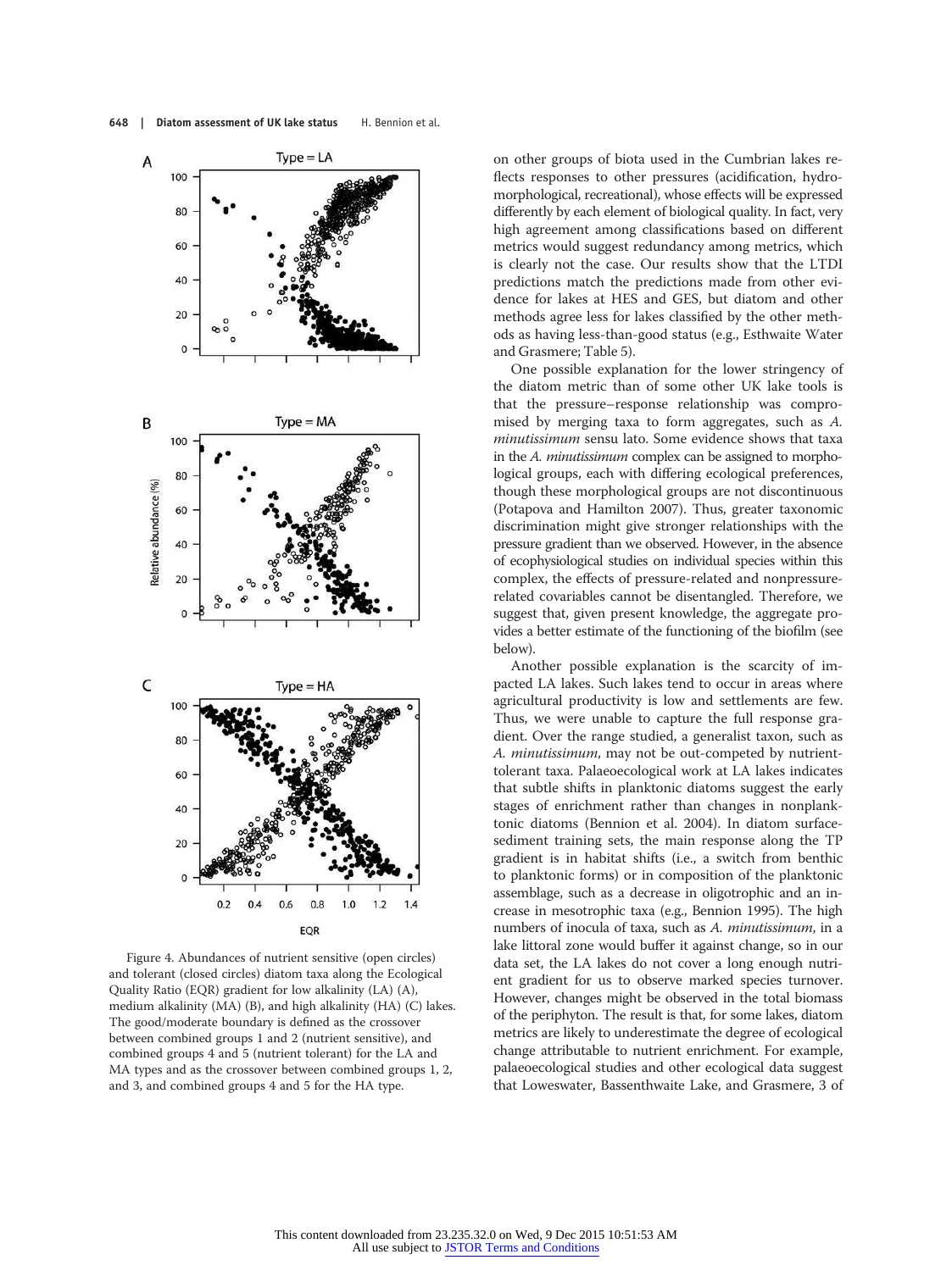Figure 4. Abundances of nutrient sensitive (open circles) and tolerant (closed circles) diatom taxa along the Ecological Quality Ratio (EQR) gradient for low alkalinity (LA) (A), medium alkalinity (MA) (B), and high alkalinity (HA) (C) lakes. The good/moderate boundary is defined as the crossover between combined groups 1 and 2 (nutrient sensitive), and combined groups 4 and 5 (nutrient tolerant) for the LA and MA types and as the crossover between combined groups 1, 2, and 3, and combined groups 4 and 5 for the HA type.

on other groups of biota used in the Cumbrian lakes reflects responses to other pressures (acidification, hydromorphological, recreational), whose effects will be expressed differently by each element of biological quality. In fact, very high agreement among classifications based on different metrics would suggest redundancy among metrics, which is clearly not the case. Our results show that the LTDI predictions match the predictions made from other evidence for lakes at HES and GES, but diatom and other methods agree less for lakes classified by the other methods as having less-than-good status (e.g., Esthwaite Water and Grasmere; Table 5).

One possible explanation for the lower stringency of the diatom metric than of some other UK lake tools is that the pressure–response relationship was compromised by merging taxa to form aggregates, such as *A. minutissimum* sensu lato. Some evidence shows that taxa in the *A. minutissimum* complex can be assigned to morphological groups, each with differing ecological preferences, though these morphological groups are not discontinuous (Potapova and Hamilton 2007). Thus, greater taxonomic discrimination might give stronger relationships with the pressure gradient than we observed. However, in the absence of ecophysiological studies on individual species within this complex, the effects of pressure-related and nonpressure-related covariables cannot be disentangled. Therefore, we suggest that, given present knowledge, the aggregate provides a better estimate of the functioning of the biofilm (see below).

Another possible explanation is the scarcity of impacted LA lakes. Such lakes tend to occur in areas where agricultural productivity is low and settlements are few. Thus, we were unable to capture the full response gradient. Over the range studied, a generalist taxon, such as *A. minutissimum*, may not be out-competed by nutrient-tolerant taxa. Palaeoecological work at LA lakes indicates that subtle shifts in planktonic diatoms suggest the early stages of enrichment rather than changes in nonplanktonic diatoms (Bennion et al. 2004). In diatom surface-sediment training sets, the main response along the TP gradient is in habitat shifts (i.e., a switch from benthic to planktonic forms) or in composition of the planktonic assemblage, such as a decrease in oligotrophic and an increase in mesotrophic taxa (e.g., Bennion 1995). The high numbers of inocula of taxa, such as *A. minutissimum*, in a lake littoral zone would buffer it against change, so in our data set, the LA lakes do not cover a long enough nutrient gradient for us to observe marked species turnover. However, changes might be observed in the total biomass of the periphyton. The result is that, for some lakes, diatom metrics are likely to underestimate the degree of ecological change attributable to nutrient enrichment. For example, palaeoecological studies and other ecological data suggest that Loweswater, Bassenthwaite Lake, and Grasmere, 3 of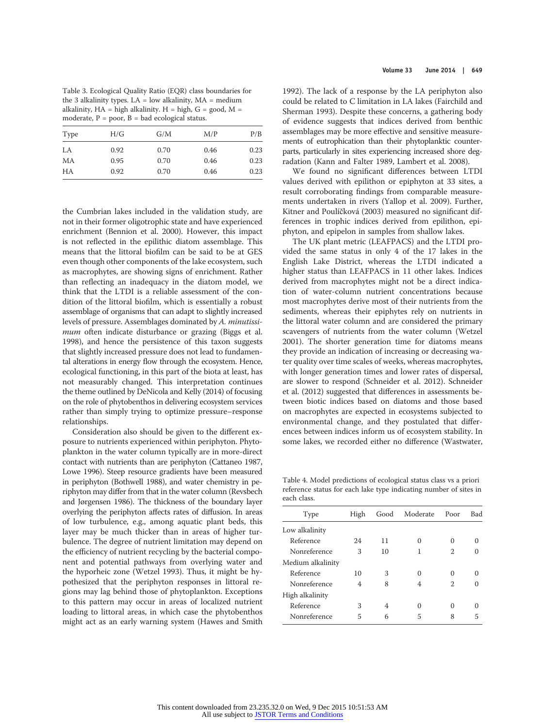Table 3. Ecological Quality Ratio (EQR) class boundaries for the 3 alkalinity types. LA = low alkalinity, MA = medium alkalinity, HA = high alkalinity. H = high, G = good, M = moderate, P = poor, B = bad ecological status.

| Type | H/G | G/M | M/P | P/B |
|---|---|---|---|---|
| LA | 0.92 | 0.70 | 0.46 | 0.23 |
| MA | 0.95 | 0.70 | 0.46 | 0.23 |
| HA | 0.92 | 0.70 | 0.46 | 0.23 |

the Cumbrian lakes included in the validation study, are not in their former oligotrophic state and have experienced enrichment (Bennion et al. 2000). However, this impact is not reflected in the epilithic diatom assemblage. This means that the littoral biofilm can be said to be at GES even though other components of the lake ecosystem, such as macrophytes, are showing signs of enrichment. Rather than reflecting an inadequacy in the diatom model, we think that the LTDI is a reliable assessment of the condition of the littoral biofilm, which is essentially a robust assemblage of organisms that can adapt to slightly increased levels of pressure. Assemblages dominated by *A. minutissimum* often indicate disturbance or grazing (Biggs et al. 1998), and hence the persistence of this taxon suggests that slightly increased pressure does not lead to fundamental alterations in energy flow through the ecosystem. Hence, ecological functioning, in this part of the biota at least, has not measurably changed. This interpretation continues the theme outlined by DeNicola and Kelly (2014) of focusing on the role of phytobenthos in delivering ecosystem services rather than simply trying to optimize pressure–response relationships.

Consideration also should be given to the different exposure to nutrients experienced within periphyton. Phytoplankton in the water column typically are in more-direct contact with nutrients than are periphyton (Cattaneo 1987, Lowe 1996). Steep resource gradients have been measured in periphyton (Bothwell 1988), and water chemistry in periphyton may differ from that in the water column (Revsbech and Jørgensen 1986). The thickness of the boundary layer overlying the periphyton affects rates of diffusion. In areas of low turbulence, e.g., among aquatic plant beds, this layer may be much thicker than in areas of higher turbulence. The degree of nutrient limitation may depend on the efficiency of nutrient recycling by the bacterial component and potential pathways from overlying water and the hyporheic zone (Wetzel 1993). Thus, it might be hypothesized that the periphyton responses in littoral regions may lag behind those of phytoplankton. Exceptions to this pattern may occur in areas of localized nutrient loading to littoral areas, in which case the phytobenthos might act as an early warning system (Hawes and Smith 1992). The lack of a response by the LA periphyton also could be related to C limitation in LA lakes (Fairchild and Sherman 1993). Despite these concerns, a gathering body of evidence suggests that indices derived from benthic assemblages may be more effective and sensitive measurements of eutrophication than their phytoplanktic counterparts, particularly in sites experiencing increased shore degradation (Kann and Falter 1989, Lambert et al. 2008).

We found no significant differences between LTDI values derived with epilithon or epiphyton at 33 sites, a result corroborating findings from comparable measurements undertaken in rivers (Yallop et al. 2009). Further, Kitner and Poulíčková (2003) measured no significant differences in trophic indices derived from epilithon, epiphyton, and epipelon in samples from shallow lakes.

The UK plant metric (LEAFPACS) and the LTDI provided the same status in only 4 of the 17 lakes in the English Lake District, whereas the LTDI indicated a higher status than LEAFPACS in 11 other lakes. Indices derived from macrophytes might not be a direct indication of water-column nutrient concentrations because most macrophytes derive most of their nutrients from the sediments, whereas their epiphytes rely on nutrients in the littoral water column and are considered the primary scavengers of nutrients from the water column (Wetzel 2001). The shorter generation time for diatoms means they provide an indication of increasing or decreasing water quality over time scales of weeks, whereas macrophytes, with longer generation times and lower rates of dispersal, are slower to respond (Schneider et al. 2012). Schneider et al. (2012) suggested that differences in assessments between biotic indices based on diatoms and those based on macrophytes are expected in ecosystems subjected to environmental change, and they postulated that differences between indices inform us of ecosystem stability. In some lakes, we recorded either no difference (Wastwater,

Table 4. Model predictions of ecological status class vs a priori reference status for each lake type indicating number of sites in each class.

| Type | High | Good | Moderate | Poor | Bad |
|---|---|---|---|---|---|
| Low alkalinity | | | | | |
| Reference | 24 | 11 | 0 | 0 | 0 |
| Nonreference | 3 | 10 | 1 | 2 | 0 |
| Medium alkalinity | | | | | |
| Reference | 10 | 3 | 0 | 0 | 0 |
| Nonreference | 4 | 8 | 4 | 2 | 0 |
| High alkalinity | | | | | |
| Reference | 3 | 4 | 0 | 0 | 0 |
| Nonreference | 5 | 6 | 5 | 8 | 5 |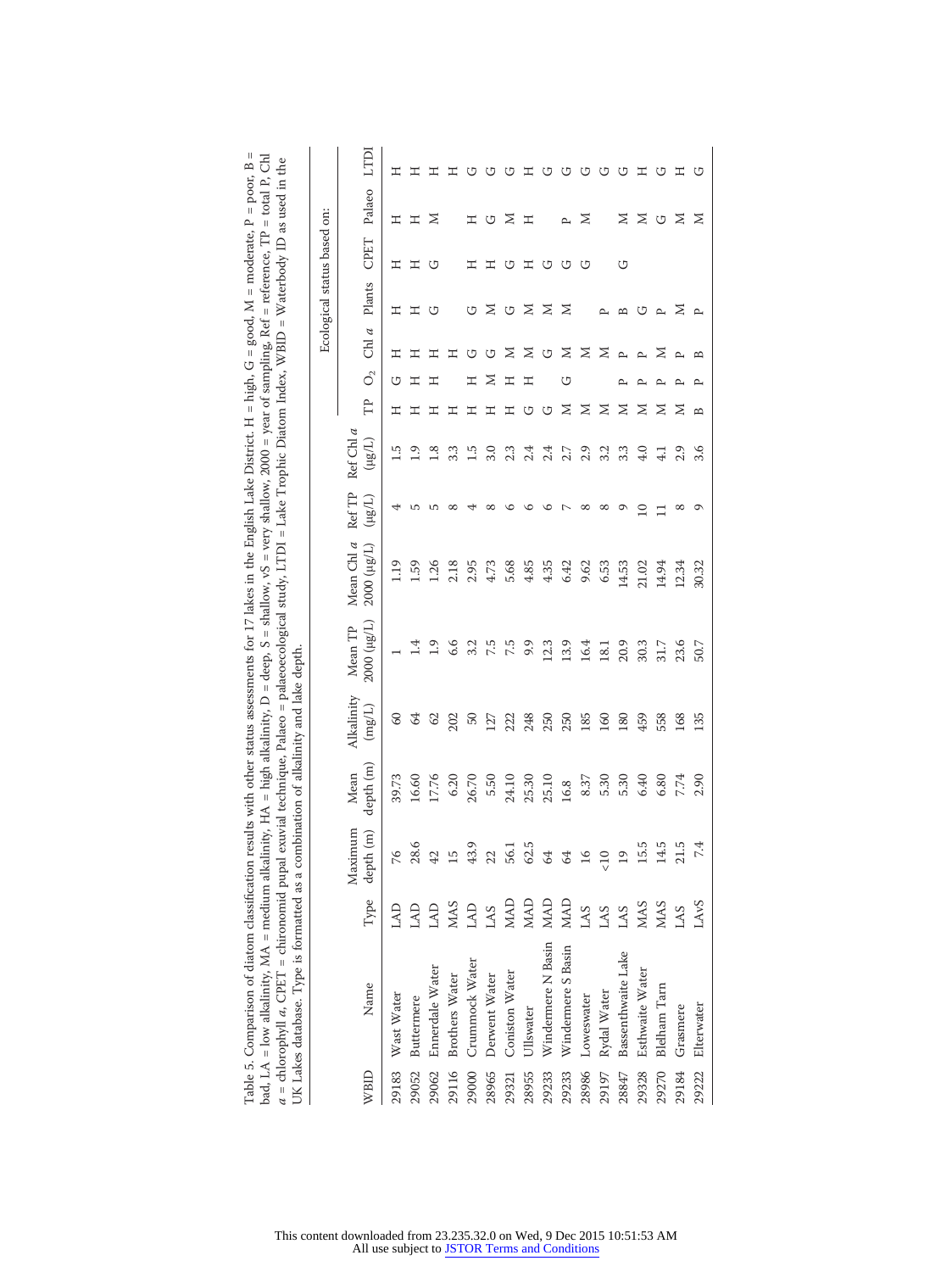Table 5. Comparison of diatom classification results with other status assessments for 17 lakes in the English Lake District. H = high, G = good, M = moderate, P = poor, B = bad, LA = low alkalinity, MA = medium alkalinity, HA = high alkalinity, D = deep, S = shallow, vS = very shallow, 2000 = year of sampling, Ref = reference, TP = total P, Chl *a* = chlorophyll *a*, CPET = chironomid pupal exuvial technique, Palaeo = palaeoecological study, LTDI = Lake Trophic Diatom Index, WBID = Waterbody ID as used in the UK Lakes database. Type is formatted as a combination of alkalinity and lake depth.

| WBID | Name | Type | Maximum depth (m) | Mean depth (m) | Alkalinity (mg/L) | Mean TP 2000 (µg/L) | Mean Chl *a* 2000 (µg/L) | Ref TP (µg/L) | Ref Chl *a* (µg/L) | Ecological status based on: | | | | | | |
|---|---|---|---|---|---|---|---|---|---|---|---|---|---|---|---|---|
| | | | | | | | | | | TP | $O_2$ | Chl *a* | Plants | CPET | Palaeo | LTDI |
| 29183 | Wast Water | LAD | 76 | 39.73 | 60 | 1 | 1.19 | 4 | 1.5 | H | G | H | H | H | H | H |
| 29052 | Buttermere | LAD | 28.6 | 16.60 | 64 | 1.4 | 1.59 | 5 | 1.9 | H | H | H | H | H | H | H |
| 29062 | Ennerdale Water | LAD | 42 | 17.76 | 62 | 1.9 | 1.26 | 5 | 1.8 | H | H | H | G | G | M | H |
| 29116 | Brothers Water | MAS | 15 | 6.20 | 202 | 6.6 | 2.18 | 8 | 3.3 | H | | H | | | | H |
| 29000 | Crummock Water | LAD | 43.9 | 26.70 | 50 | 3.2 | 2.95 | 4 | 1.5 | H | H | G | G | H | H | G |
| 28965 | Derwent Water | LAS | 22 | 5.50 | 127 | 7.5 | 4.73 | 8 | 3.0 | H | M | G | M | H | G | G |
| 29321 | Coniston Water | MAD | 56.1 | 24.10 | 222 | 7.5 | 5.68 | 6 | 2.3 | H | H | M | G | G | M | G |
| 28955 | Ullswater | MAD | 62.5 | 25.30 | 248 | 9.9 | 4.85 | 6 | 2.4 | G | H | M | M | H | H | H |
| 29233 | Windermere N Basin | MAD | 64 | 25.10 | 250 | 12.3 | 4.35 | 6 | 2.4 | G | | G | M | G | | G |
| 29233 | Windermere S Basin | MAD | 64 | 16.8 | 250 | 13.9 | 6.42 | 7 | 2.7 | M | G | M | M | G | P | G |
| 28986 | Loweswater | LAS | 16 | 8.37 | 185 | 16.4 | 9.62 | 8 | 2.9 | M | | M | | G | M | G |
| 29197 | Rydal Water | LAS | <10 | 5.30 | 160 | 18.1 | 6.53 | 8 | 3.2 | M | | M | P | | | G |
| 28847 | Bassenthwaite Lake | LAS | 19 | 5.30 | 180 | 20.9 | 14.53 | 9 | 3.3 | M | P | P | B | G | M | G |
| 29328 | Esthwaite Water | MAS | 15.5 | 6.40 | 459 | 30.3 | 21.02 | 10 | 4.0 | M | P | P | G | | M | H |
| 29270 | Blelham Tarn | MAS | 14.5 | 6.80 | 558 | 31.7 | 14.94 | 11 | 4.1 | M | P | M | P | | G | G |
| 29184 | Grasmere | LAS | 21.5 | 7.74 | 168 | 23.6 | 12.34 | 8 | 2.9 | M | P | P | M | | M | H |
| 29222 | Elterwater | LAvS | 7.4 | 2.90 | 135 | 50.7 | 30.32 | 9 | 3.6 | B | P | B | P | | M | G |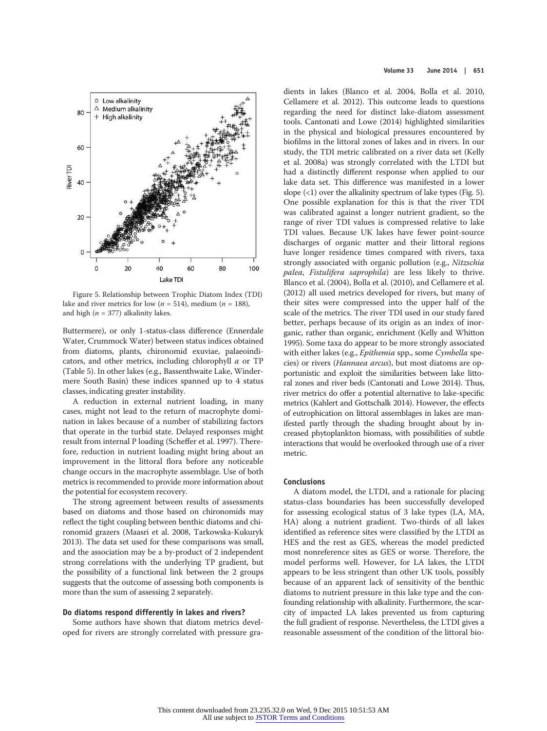Figure 5. Relationship between Trophic Diatom Index (TDI) lake and river metrics for low ($n$ = 514), medium ($n$ = 188), and high ($n$ = 377) alkalinity lakes.

Buttermere), or only 1-status-class difference (Ennerdale Water, Crummock Water) between status indices obtained from diatoms, plants, chironomid exuviae, palaeoindicators, and other metrics, including chlorophyll *a* or TP (Table 5). In other lakes (e.g., Bassenthwaite Lake, Windermere South Basin) these indices spanned up to 4 status classes, indicating greater instability.

A reduction in external nutrient loading, in many cases, might not lead to the return of macrophyte domination in lakes because of a number of stabilizing factors that operate in the turbid state. Delayed responses might result from internal P loading (Scheffer et al. 1997). Therefore, reduction in nutrient loading might bring about an improvement in the littoral flora before any noticeable change occurs in the macrophyte assemblage. Use of both metrics is recommended to provide more information about the potential for ecosystem recovery.

The strong agreement between results of assessments based on diatoms and those based on chironomids may reflect the tight coupling between benthic diatoms and chironomid grazers (Maasri et al. 2008, Tarkowska-Kukuryk 2013). The data set used for these comparisons was small, and the association may be a by-product of 2 independent strong correlations with the underlying TP gradient, but the possibility of a functional link between the 2 groups suggests that the outcome of assessing both components is more than the sum of assessing 2 separately.

### Do diatoms respond differently in lakes and rivers?

Some authors have shown that diatom metrics developed for rivers are strongly correlated with pressure gradients in lakes (Blanco et al. 2004, Bolla et al. 2010, Cellamere et al. 2012). This outcome leads to questions regarding the need for distinct lake-diatom assessment tools. Cantonati and Lowe (2014) highlighted similarities in the physical and biological pressures encountered by biofilms in the littoral zones of lakes and in rivers. In our study, the TDI metric calibrated on a river data set (Kelly et al. 2008a) was strongly correlated with the LTDI but had a distinctly different response when applied to our lake data set. This difference was manifested in a lower slope (<1) over the alkalinity spectrum of lake types (Fig. 5). One possible explanation for this is that the river TDI was calibrated against a longer nutrient gradient, so the range of river TDI values is compressed relative to lake TDI values. Because UK lakes have fewer point-source discharges of organic matter and their littoral regions have longer residence times compared with rivers, taxa strongly associated with organic pollution (e.g., *Nitzschia palea*, *Fistulifera saprophila*) are less likely to thrive. Blanco et al. (2004), Bolla et al. (2010), and Cellamere et al. (2012) all used metrics developed for rivers, but many of their sites were compressed into the upper half of the scale of the metrics. The river TDI used in our study fared better, perhaps because of its origin as an index of inorganic, rather than organic, enrichment (Kelly and Whitton 1995). Some taxa do appear to be more strongly associated with either lakes (e.g., *Epithemia* spp., some *Cymbella* species) or rivers (*Hannaea arcus*), but most diatoms are opportunistic and exploit the similarities between lake littoral zones and river beds (Cantonati and Lowe 2014). Thus, river metrics do offer a potential alternative to lake-specific metrics (Kahlert and Gottschalk 2014). However, the effects of eutrophication on littoral assemblages in lakes are manifested partly through the shading brought about by increased phytoplankton biomass, with possibilities of subtle interactions that would be overlooked through use of a river metric.

## Conclusions

A diatom model, the LTDI, and a rationale for placing status-class boundaries has been successfully developed for assessing ecological status of 3 lake types (LA, MA, HA) along a nutrient gradient. Two-thirds of all lakes identified as reference sites were classified by the LTDI as HES and the rest as GES, whereas the model predicted most nonreference sites as GES or worse. Therefore, the model performs well. However, for LA lakes, the LTDI appears to be less stringent than other UK tools, possibly because of an apparent lack of sensitivity of the benthic diatoms to nutrient pressure in this lake type and the confounding relationship with alkalinity. Furthermore, the scarcity of impacted LA lakes prevented us from capturing the full gradient of response. Nevertheless, the LTDI gives a reasonable assessment of the condition of the littoral bio-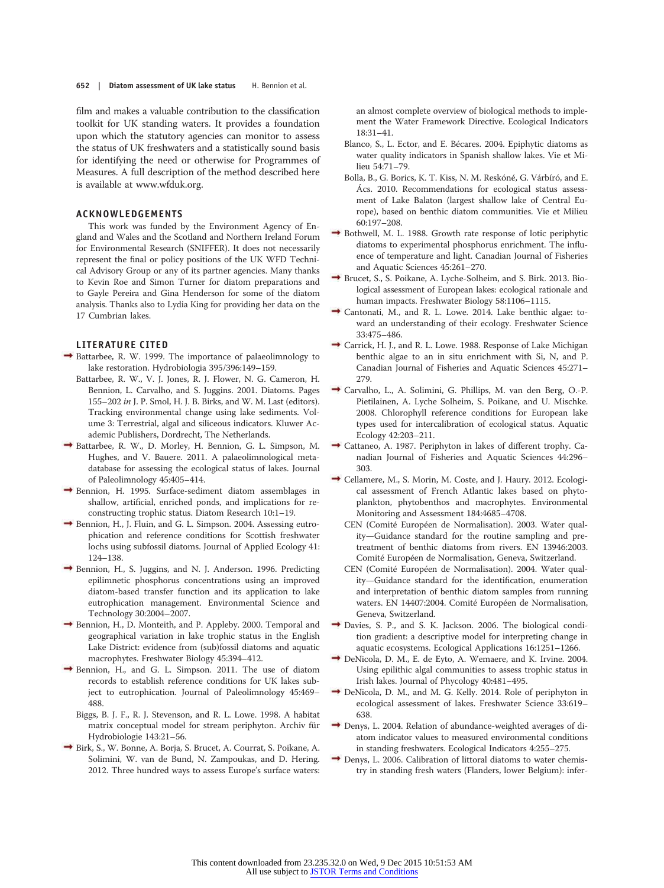film and makes a valuable contribution to the classification toolkit for UK standing waters. It provides a foundation upon which the statutory agencies can monitor to assess the status of UK freshwaters and a statistically sound basis for identifying the need or otherwise for Programmes of Measures. A full description of the method described here is available at www.wfduk.org.

## ACKNOWLEDGEMENTS

This work was funded by the Environment Agency of England and Wales and the Scotland and Northern Ireland Forum for Environmental Research (SNIFFER). It does not necessarily represent the final or policy positions of the UK WFD Technical Advisory Group or any of its partner agencies. Many thanks to Kevin Roe and Simon Turner for diatom preparations and to Gayle Pereira and Gina Henderson for some of the diatom analysis. Thanks also to Lydia King for providing her data on the 17 Cumbrian lakes.

## LITERATURE CITED

Battarbee, R. W. 1999. The importance of palaeolimnology to lake restoration. Hydrobiologia 395/396:149–159.

Battarbee, R. W., V. J. Jones, R. J. Flower, N. G. Cameron, H. Bennion, L. Carvalho, and S. Juggins. 2001. Diatoms. Pages 155–202 *in* J. P. Smol, H. J. B. Birks, and W. M. Last (editors). Tracking environmental change using lake sediments. Volume 3: Terrestrial, algal and siliceous indicators. Kluwer Academic Publishers, Dordrecht, The Netherlands.

Battarbee, R. W., D. Morley, H. Bennion, G. L. Simpson, M. Hughes, and V. Bauere. 2011. A palaeolimnological metadatabase for assessing the ecological status of lakes. Journal of Paleolimnology 45:405–414.

Bennion, H. 1995. Surface-sediment diatom assemblages in shallow, artificial, enriched ponds, and implications for reconstructing trophic status. Diatom Research 10:1–19.

Bennion, H., J. Fluin, and G. L. Simpson. 2004. Assessing eutrophication and reference conditions for Scottish freshwater lochs using subfossil diatoms. Journal of Applied Ecology 41: 124–138.

Bennion, H., S. Juggins, and N. J. Anderson. 1996. Predicting epilimnetic phosphorus concentrations using an improved diatom-based transfer function and its application to lake eutrophication management. Environmental Science and Technology 30:2004–2007.

Bennion, H., D. Monteith, and P. Appleby. 2000. Temporal and geographical variation in lake trophic status in the English Lake District: evidence from (sub)fossil diatoms and aquatic macrophytes. Freshwater Biology 45:394–412.

Bennion, H., and G. L. Simpson. 2011. The use of diatom records to establish reference conditions for UK lakes subject to eutrophication. Journal of Paleolimnology 45:469–488.

Biggs, B. J. F., R. J. Stevenson, and R. L. Lowe. 1998. A habitat matrix conceptual model for stream periphyton. Archiv für Hydrobiologie 143:21–56.

Birk, S., W. Bonne, A. Borja, S. Brucet, A. Courrat, S. Poikane, A. Solimini, W. van de Bund, N. Zampoukas, and D. Hering. 2012. Three hundred ways to assess Europe's surface waters: an almost complete overview of biological methods to implement the Water Framework Directive. Ecological Indicators 18:31–41.

Blanco, S., L. Ector, and E. Bécares. 2004. Epiphytic diatoms as water quality indicators in Spanish shallow lakes. Vie et Milieu 54:71–79.

Bolla, B., G. Borics, K. T. Kiss, N. M. Reskóné, G. Várbíró, and E. Ács. 2010. Recommendations for ecological status assessment of Lake Balaton (largest shallow lake of Central Europe), based on benthic diatom communities. Vie et Milieu 60:197–208.

Bothwell, M. L. 1988. Growth rate response of lotic periphytic diatoms to experimental phosphorus enrichment. The influence of temperature and light. Canadian Journal of Fisheries and Aquatic Sciences 45:261–270.

Brucet, S., S. Poikane, A. Lyche-Solheim, and S. Birk. 2013. Biological assessment of European lakes: ecological rationale and human impacts. Freshwater Biology 58:1106–1115.

Cantonati, M., and R. L. Lowe. 2014. Lake benthic algae: toward an understanding of their ecology. Freshwater Science 33:475–486.

Carrick, H. J., and R. L. Lowe. 1988. Response of Lake Michigan benthic algae to an in situ enrichment with Si, N, and P. Canadian Journal of Fisheries and Aquatic Sciences 45:271–279.

Carvalho, L., A. Solimini, G. Phillips, M. van den Berg, O.-P. Pietilainen, A. Lyche Solheim, S. Poikane, and U. Mischke. 2008. Chlorophyll reference conditions for European lake types used for intercalibration of ecological status. Aquatic Ecology 42:203–211.

Cattaneo, A. 1987. Periphyton in lakes of different trophy. Canadian Journal of Fisheries and Aquatic Sciences 44:296–303.

Cellamere, M., S. Morin, M. Coste, and J. Haury. 2012. Ecological assessment of French Atlantic lakes based on phytoplankton, phytobenthos and macrophytes. Environmental Monitoring and Assessment 184:4685–4708.

CEN (Comité Européen de Normalisation). 2003. Water quality—Guidance standard for the routine sampling and pretreatment of benthic diatoms from rivers. EN 13946:2003. Comité Européen de Normalisation, Geneva, Switzerland.

CEN (Comité Européen de Normalisation). 2004. Water quality—Guidance standard for the identification, enumeration and interpretation of benthic diatom samples from running waters. EN 14407:2004. Comité Européen de Normalisation, Geneva, Switzerland.

Davies, S. P., and S. K. Jackson. 2006. The biological condition gradient: a descriptive model for interpreting change in aquatic ecosystems. Ecological Applications 16:1251–1266.

DeNicola, D. M., E. de Eyto, A. Wemaere, and K. Irvine. 2004. Using epilithic algal communities to assess trophic status in Irish lakes. Journal of Phycology 40:481–495.

DeNicola, D. M., and M. G. Kelly. 2014. Role of periphyton in ecological assessment of lakes. Freshwater Science 33:619–638.

Denys, L. 2004. Relation of abundance-weighted averages of diatom indicator values to measured environmental conditions in standing freshwaters. Ecological Indicators 4:255–275.

Denys, L. 2006. Calibration of littoral diatoms to water chemistry in standing fresh waters (Flanders, lower Belgium): infer-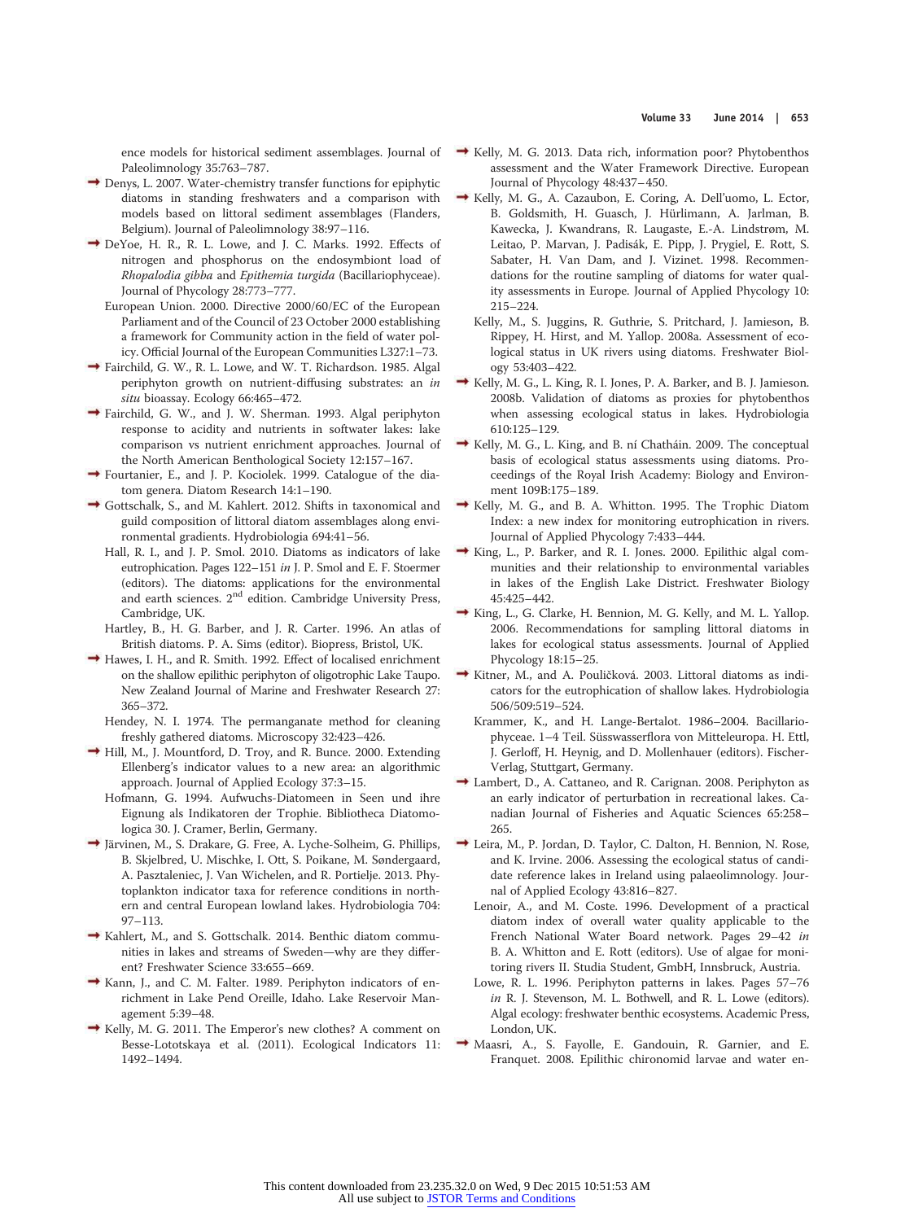ence models for historical sediment assemblages. Journal of Paleolimnology 35:763–787.

Denys, L. 2007. Water-chemistry transfer functions for epiphytic diatoms in standing freshwaters and a comparison with models based on littoral sediment assemblages (Flanders, Belgium). Journal of Paleolimnology 38:97–116.

DeYoe, H. R., R. L. Lowe, and J. C. Marks. 1992. Effects of nitrogen and phosphorus on the endosymbiont load of *Rhopalodia gibba* and *Epithemia turgida* (Bacillariophyceae). Journal of Phycology 28:773–777.

European Union. 2000. Directive 2000/60/EC of the European Parliament and of the Council of 23 October 2000 establishing a framework for Community action in the field of water policy. Official Journal of the European Communities L327:1–73.

Fairchild, G. W., R. L. Lowe, and W. T. Richardson. 1985. Algal periphyton growth on nutrient-diffusing substrates: an *in situ* bioassay. Ecology 66:465–472.

Fairchild, G. W., and J. W. Sherman. 1993. Algal periphyton response to acidity and nutrients in softwater lakes: lake comparison vs nutrient enrichment approaches. Journal of the North American Benthological Society 12:157–167.

Fourtanier, E., and J. P. Kociolek. 1999. Catalogue of the diatom genera. Diatom Research 14:1–190.

Gottschalk, S., and M. Kahlert. 2012. Shifts in taxonomical and guild composition of littoral diatom assemblages along environmental gradients. Hydrobiologia 694:41–56.

Hall, R. I., and J. P. Smol. 2010. Diatoms as indicators of lake eutrophication. Pages 122–151 *in* J. P. Smol and E. F. Stoermer (editors). The diatoms: applications for the environmental and earth sciences. 2nd edition. Cambridge University Press, Cambridge, UK.

Hartley, B., H. G. Barber, and J. R. Carter. 1996. An atlas of British diatoms. P. A. Sims (editor). Biopress, Bristol, UK.

Hawes, I. H., and R. Smith. 1992. Effect of localised enrichment on the shallow epilithic periphyton of oligotrophic Lake Taupo. New Zealand Journal of Marine and Freshwater Research 27: 365–372.

Hendey, N. I. 1974. The permanganate method for cleaning freshly gathered diatoms. Microscopy 32:423–426.

Hill, M., J. Mountford, D. Troy, and R. Bunce. 2000. Extending Ellenberg's indicator values to a new area: an algorithmic approach. Journal of Applied Ecology 37:3–15.

Hofmann, G. 1994. Aufwuchs-Diatomeen in Seen und ihre Eignung als Indikatoren der Trophie. Bibliotheca Diatomologica 30. J. Cramer, Berlin, Germany.

Järvinen, M., S. Drakare, G. Free, A. Lyche-Solheim, G. Phillips, B. Skjelbred, U. Mischke, I. Ott, S. Poikane, M. Søndergaard, A. Pasztaleniec, J. Van Wichelen, and R. Portielje. 2013. Phytoplankton indicator taxa for reference conditions in northern and central European lowland lakes. Hydrobiologia 704: 97–113.

Kahlert, M., and S. Gottschalk. 2014. Benthic diatom communities in lakes and streams of Sweden—why are they different? Freshwater Science 33:655–669.

Kann, J., and C. M. Falter. 1989. Periphyton indicators of enrichment in Lake Pend Oreille, Idaho. Lake Reservoir Management 5:39–48.

Kelly, M. G. 2011. The Emperor's new clothes? A comment on Besse-Lototskaya et al. (2011). Ecological Indicators 11: 1492–1494.

Kelly, M. G. 2013. Data rich, information poor? Phytobenthos assessment and the Water Framework Directive. European Journal of Phycology 48:437–450.

Kelly, M. G., A. Cazaubon, E. Coring, A. Dell'uomo, L. Ector, B. Goldsmith, H. Guasch, J. Hürlimann, A. Jarlman, B. Kawecka, J. Kwandrans, R. Laugaste, E.-A. Lindstrøm, M. Leitao, P. Marvan, J. Padisák, E. Pipp, J. Prygiel, E. Rott, S. Sabater, H. Van Dam, and J. Vizinet. 1998. Recommendations for the routine sampling of diatoms for water quality assessments in Europe. Journal of Applied Phycology 10: 215–224.

Kelly, M., S. Juggins, R. Guthrie, S. Pritchard, J. Jamieson, B. Rippey, H. Hirst, and M. Yallop. 2008a. Assessment of ecological status in UK rivers using diatoms. Freshwater Biology 53:403–422.

Kelly, M. G., L. King, R. I. Jones, P. A. Barker, and B. J. Jamieson. 2008b. Validation of diatoms as proxies for phytobenthos when assessing ecological status in lakes. Hydrobiologia 610:125–129.

Kelly, M. G., L. King, and B. ní Chatháin. 2009. The conceptual basis of ecological status assessments using diatoms. Proceedings of the Royal Irish Academy: Biology and Environment 109B:175–189.

Kelly, M. G., and B. A. Whitton. 1995. The Trophic Diatom Index: a new index for monitoring eutrophication in rivers. Journal of Applied Phycology 7:433–444.

King, L., P. Barker, and R. I. Jones. 2000. Epilithic algal communities and their relationship to environmental variables in lakes of the English Lake District. Freshwater Biology 45:425–442.

King, L., G. Clarke, H. Bennion, M. G. Kelly, and M. L. Yallop. 2006. Recommendations for sampling littoral diatoms in lakes for ecological status assessments. Journal of Applied Phycology 18:15–25.

Kitner, M., and A. Poulíčková. 2003. Littoral diatoms as indicators for the eutrophication of shallow lakes. Hydrobiologia 506/509:519–524.

Krammer, K., and H. Lange-Bertalot. 1986–2004. Bacillariophyceae. 1–4 Teil. Süsswasserflora von Mitteleuropa. H. Ettl, J. Gerloff, H. Heynig, and D. Mollenhauer (editors). Fischer-Verlag, Stuttgart, Germany.

Lambert, D., A. Cattaneo, and R. Carignan. 2008. Periphyton as an early indicator of perturbation in recreational lakes. Canadian Journal of Fisheries and Aquatic Sciences 65:258–265.

Leira, M., P. Jordan, D. Taylor, C. Dalton, H. Bennion, N. Rose, and K. Irvine. 2006. Assessing the ecological status of candidate reference lakes in Ireland using palaeolimnology. Journal of Applied Ecology 43:816–827.

Lenoir, A., and M. Coste. 1996. Development of a practical diatom index of overall water quality applicable to the French National Water Board network. Pages 29–42 *in* B. A. Whitton and E. Rott (editors). Use of algae for monitoring rivers II. Studia Student, GmbH, Innsbruck, Austria.

Lowe, R. L. 1996. Periphyton patterns in lakes. Pages 57–76 *in* R. J. Stevenson, M. L. Bothwell, and R. L. Lowe (editors). Algal ecology: freshwater benthic ecosystems. Academic Press, London, UK.

Maasri, A., S. Fayolle, E. Gandouin, R. Garnier, and E. Franquet. 2008. Epilithic chironomid larvae and water en-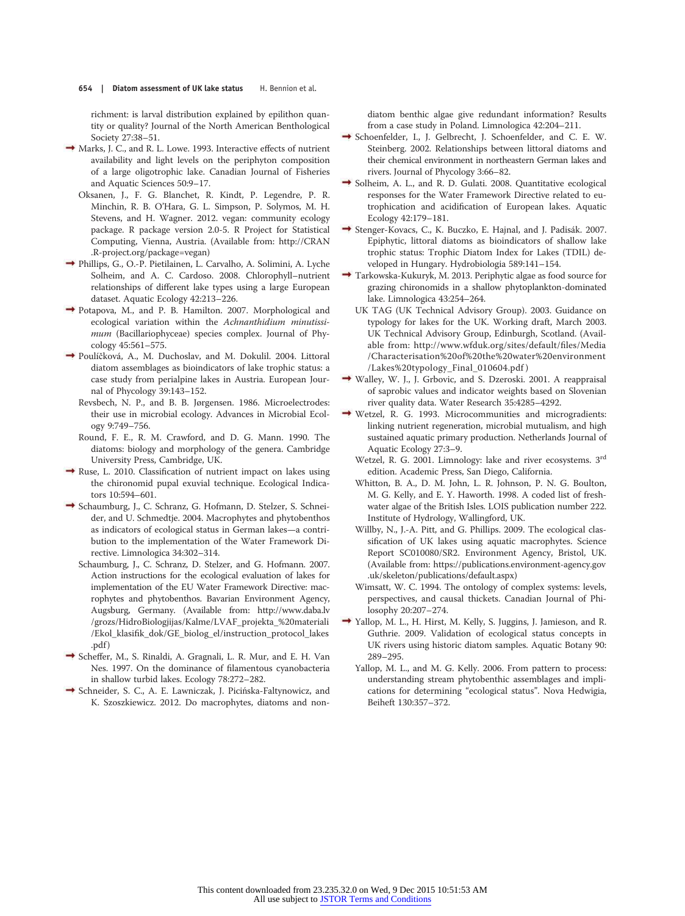richment: is larval distribution explained by epilithon quantity or quality? Journal of the North American Benthological Society 27:38–51.

Marks, J. C., and R. L. Lowe. 1993. Interactive effects of nutrient availability and light levels on the periphyton composition of a large oligotrophic lake. Canadian Journal of Fisheries and Aquatic Sciences 50:9–17.

Oksanen, J., F. G. Blanchet, R. Kindt, P. Legendre, P. R. Minchin, R. B. O'Hara, G. L. Simpson, P. Solymos, M. H. Stevens, and H. Wagner. 2012. vegan: community ecology package. R package version 2.0-5. R Project for Statistical Computing, Vienna, Austria. (Available from: http://CRAN.R-project.org/package=vegan)

Phillips, G., O.-P. Pietilainen, L. Carvalho, A. Solimini, A. Lyche Solheim, and A. C. Cardoso. 2008. Chlorophyll–nutrient relationships of different lake types using a large European dataset. Aquatic Ecology 42:213–226.

Potapova, M., and P. B. Hamilton. 2007. Morphological and ecological variation within the *Achnanthidium minutissimum* (Bacillariophyceae) species complex. Journal of Phycology 45:561–575.

Poulíčková, A., M. Duchoslav, and M. Dokulil. 2004. Littoral diatom assemblages as bioindicators of lake trophic status: a case study from perialpine lakes in Austria. European Journal of Phycology 39:143–152.

Revsbech, N. P., and B. B. Jørgensen. 1986. Microelectrodes: their use in microbial ecology. Advances in Microbial Ecology 9:749–756.

Round, F. E., R. M. Crawford, and D. G. Mann. 1990. The diatoms: biology and morphology of the genera. Cambridge University Press, Cambridge, UK.

Ruse, L. 2010. Classification of nutrient impact on lakes using the chironomid pupal exuvial technique. Ecological Indicators 10:594–601.

Schaumburg, J., C. Schranz, G. Hofmann, D. Stelzer, S. Schneider, and U. Schmedtje. 2004. Macrophytes and phytobenthos as indicators of ecological status in German lakes—a contribution to the implementation of the Water Framework Directive. Limnologica 34:302–314.

Schaumburg, J., C. Schranz, D. Stelzer, and G. Hofmann. 2007. Action instructions for the ecological evaluation of lakes for implementation of the EU Water Framework Directive: macrophytes and phytobenthos. Bavarian Environment Agency, Augsburg, Germany. (Available from: http://www.daba.lv/grozs/HidroBiologjijas/Kalme/LVAF_projekta_%20materiali/Ekol_klasifik_dok/GE_biolog_el/instruction_protocol_lakes.pdf)

Scheffer, M., S. Rinaldi, A. Gragnali, L. R. Mur, and E. H. Van Nes. 1997. On the dominance of filamentous cyanobacteria in shallow turbid lakes. Ecology 78:272–282.

Schneider, S. C., A. E. Lawniczak, J. Picińska-Faltynowicz, and K. Szoszkiewicz. 2012. Do macrophytes, diatoms and non-diatom benthic algae give redundant information? Results from a case study in Poland. Limnologica 42:204–211.

Schoenfelder, I., J. Gelbrecht, J. Schoenfelder, and C. E. W. Steinberg. 2002. Relationships between littoral diatoms and their chemical environment in northeastern German lakes and rivers. Journal of Phycology 3:66–82.

Solheim, A. L., and R. D. Gulati. 2008. Quantitative ecological responses for the Water Framework Directive related to eutrophication and acidification of European lakes. Aquatic Ecology 42:179–181.

Stenger-Kovacs, C., K. Buczko, E. Hajnal, and J. Padisák. 2007. Epiphytic, littoral diatoms as bioindicators of shallow lake trophic status: Trophic Diatom Index for Lakes (TDIL) developed in Hungary. Hydrobiologia 589:141–154.

Tarkowska-Kukuryk, M. 2013. Periphytic algae as food source for grazing chironomids in a shallow phytoplankton-dominated lake. Limnologica 43:254–264.

UK TAG (UK Technical Advisory Group). 2003. Guidance on typology for lakes for the UK. Working draft, March 2003. UK Technical Advisory Group, Edinburgh, Scotland. (Available from: http://www.wfduk.org/sites/default/files/Media/Characterisation%20of%20the%20water%20environment/Lakes%20typology_Final_010604.pdf)

Walley, W. J., J. Grbovic, and S. Dzeroski. 2001. A reappraisal of saprobic values and indicator weights based on Slovenian river quality data. Water Research 35:4285–4292.

Wetzel, R. G. 1993. Microcommunities and microgradients: linking nutrient regeneration, microbial mutualism, and high sustained aquatic primary production. Netherlands Journal of Aquatic Ecology 27:3–9.

Wetzel, R. G. 2001. Limnology: lake and river ecosystems. 3rd edition. Academic Press, San Diego, California.

Whitton, B. A., D. M. John, L. R. Johnson, P. N. G. Boulton, M. G. Kelly, and E. Y. Haworth. 1998. A coded list of freshwater algae of the British Isles. LOIS publication number 222. Institute of Hydrology, Wallingford, UK.

Willby, N., J.-A. Pitt, and G. Phillips. 2009. The ecological classification of UK lakes using aquatic macrophytes. Science Report SC010080/SR2. Environment Agency, Bristol, UK. (Available from: https://publications.environment-agency.gov.uk/skeleton/publications/default.aspx)

Wimsatt, W. C. 1994. The ontology of complex systems: levels, perspectives, and causal thickets. Canadian Journal of Philosophy 20:207–274.

Yallop, M. L., H. Hirst, M. Kelly, S. Juggins, J. Jamieson, and R. Guthrie. 2009. Validation of ecological status concepts in UK rivers using historic diatom samples. Aquatic Botany 90:289–295.

Yallop, M. L., and M. G. Kelly. 2006. From pattern to process: understanding stream phytobenthic assemblages and implications for determining "ecological status". Nova Hedwigia, Beiheft 130:357–372.